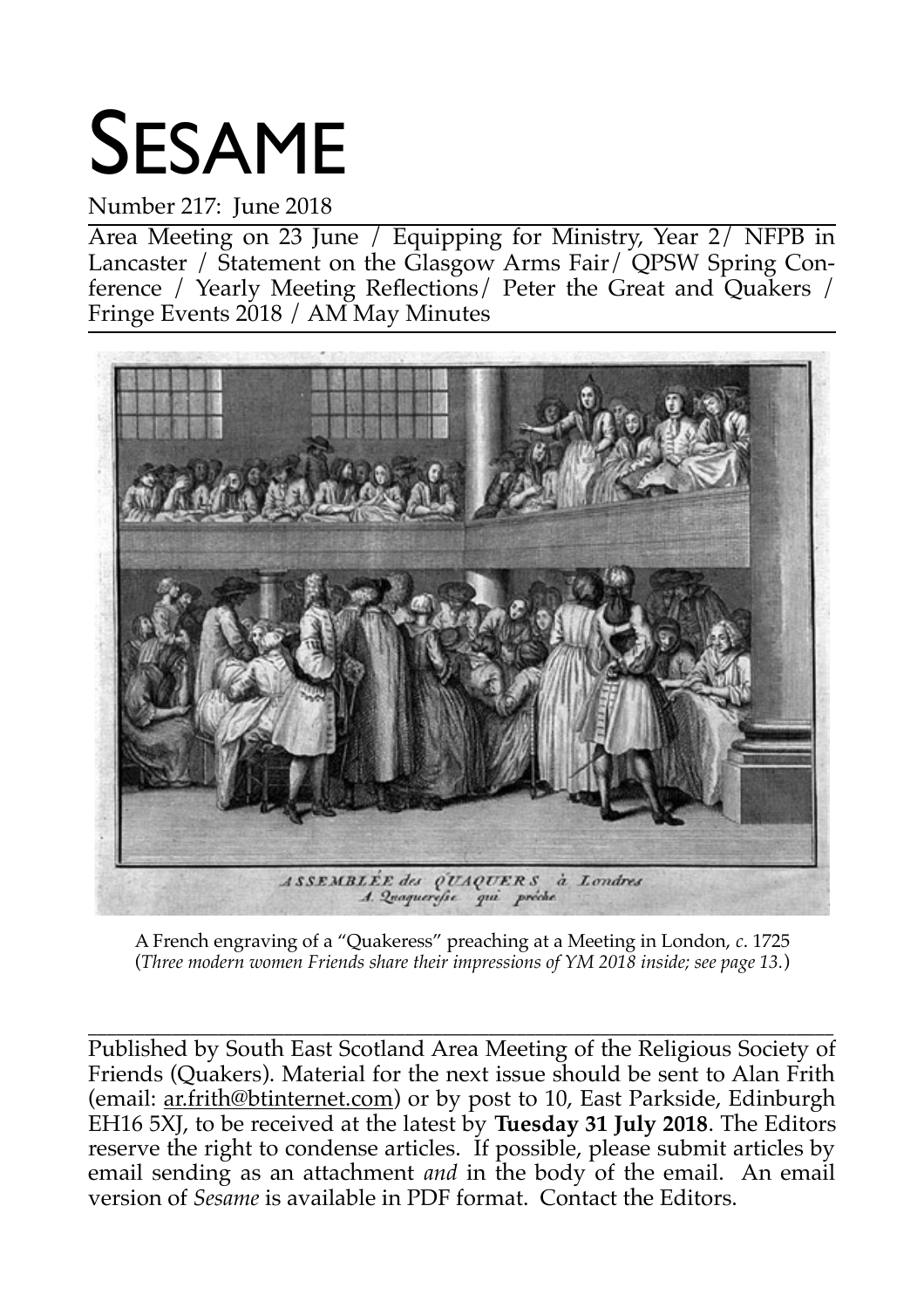# Sesame

Number 217: June 2018

Area Meeting on 23 June / Equipping for Ministry, Year 2/ NFPB in Lancaster / Statement on the Glasgow Arms Fair/ QPSW Spring Conference / Yearly Meeting Reflections/ Peter the Great and Quakers / Fringe Events 2018 / AM May Minutes

A French engraving of a "Quakeress" preaching at a Meeting in London, *c*. 1725
(*Three modern women Friends share their impressions of YM 2018 inside; see page 13.*)

---

Published by South East Scotland Area Meeting of the Religious Society of Friends (Quakers). Material for the next issue should be sent to Alan Frith (email: ar.frith@btinternet.com) or by post to 10, East Parkside, Edinburgh EH16 5XJ, to be received at the latest by **Tuesday 31 July 2018**. The Editors reserve the right to condense articles. If possible, please submit articles by email sending as an attachment *and* in the body of the email. An email version of *Sesame* is available in PDF format. Contact the Editors.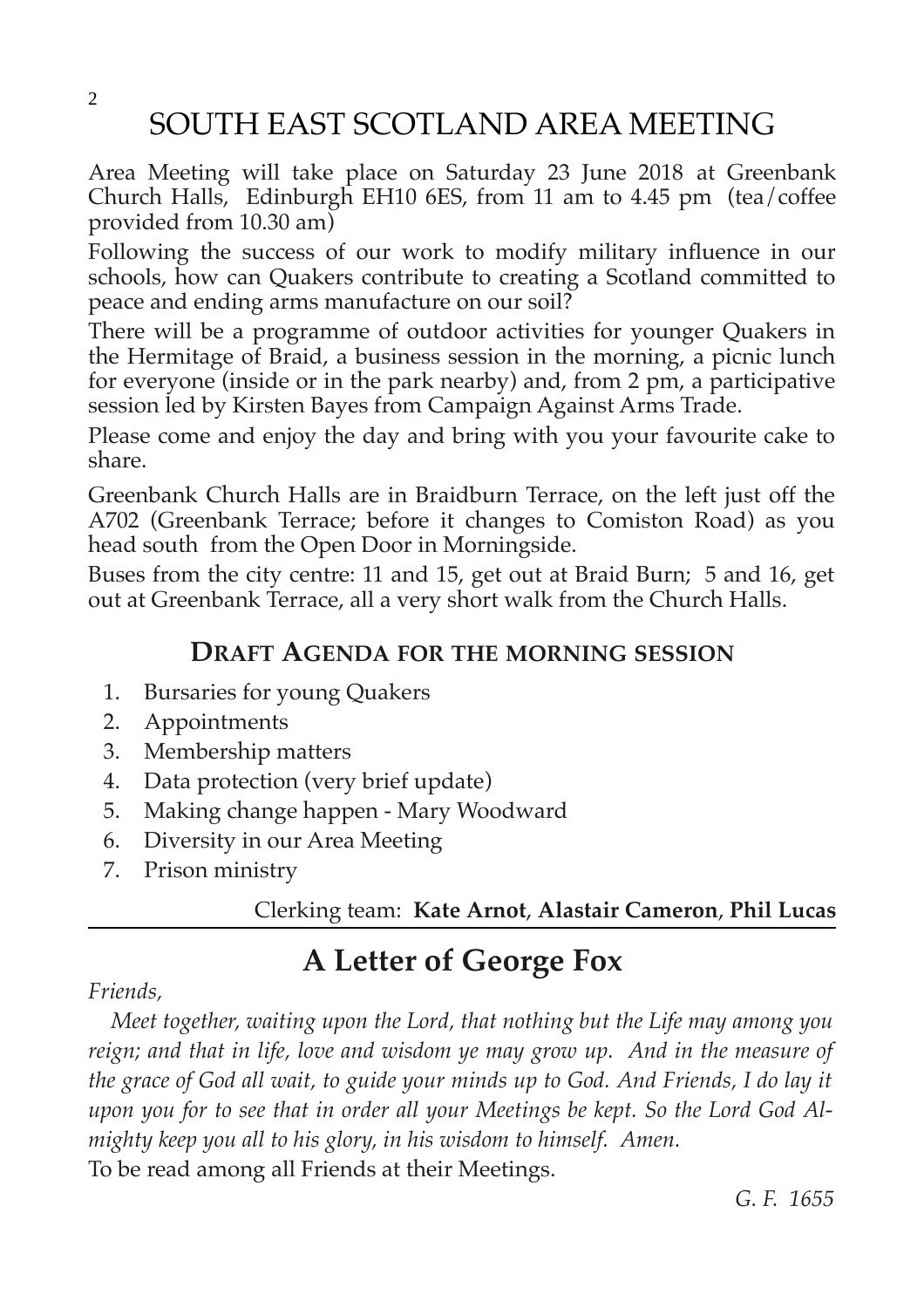# SOUTH EAST SCOTLAND AREA MEETING

Area Meeting will take place on Saturday 23 June 2018 at Greenbank Church Halls, Edinburgh EH10 6ES, from 11 am to 4.45 pm (tea/coffee provided from 10.30 am)

Following the success of our work to modify military influence in our schools, how can Quakers contribute to creating a Scotland committed to peace and ending arms manufacture on our soil?

There will be a programme of outdoor activities for younger Quakers in the Hermitage of Braid, a business session in the morning, a picnic lunch for everyone (inside or in the park nearby) and, from 2 pm, a participative session led by Kirsten Bayes from Campaign Against Arms Trade.

Please come and enjoy the day and bring with you your favourite cake to share.

Greenbank Church Halls are in Braidburn Terrace, on the left just off the A702 (Greenbank Terrace; before it changes to Comiston Road) as you head south from the Open Door in Morningside.

Buses from the city centre: 11 and 15, get out at Braid Burn; 5 and 16, get out at Greenbank Terrace, all a very short walk from the Church Halls.

### DRAFT AGENDA FOR THE MORNING SESSION

1. Bursaries for young Quakers
2. Appointments
3. Membership matters
4. Data protection (very brief update)
5. Making change happen - Mary Woodward
6. Diversity in our Area Meeting
7. Prison ministry

Clerking team: **Kate Arnot**, **Alastair Cameron**, **Phil Lucas**

---

## A Letter of George Fox

*Friends,*

*Meet together, waiting upon the Lord, that nothing but the Life may among you reign; and that in life, love and wisdom ye may grow up. And in the measure of the grace of God all wait, to guide your minds up to God. And Friends, I do lay it upon you for to see that in order all your Meetings be kept. So the Lord God Almighty keep you all to his glory, in his wisdom to himself. Amen.*

To be read among all Friends at their Meetings.

*G. F. 1655*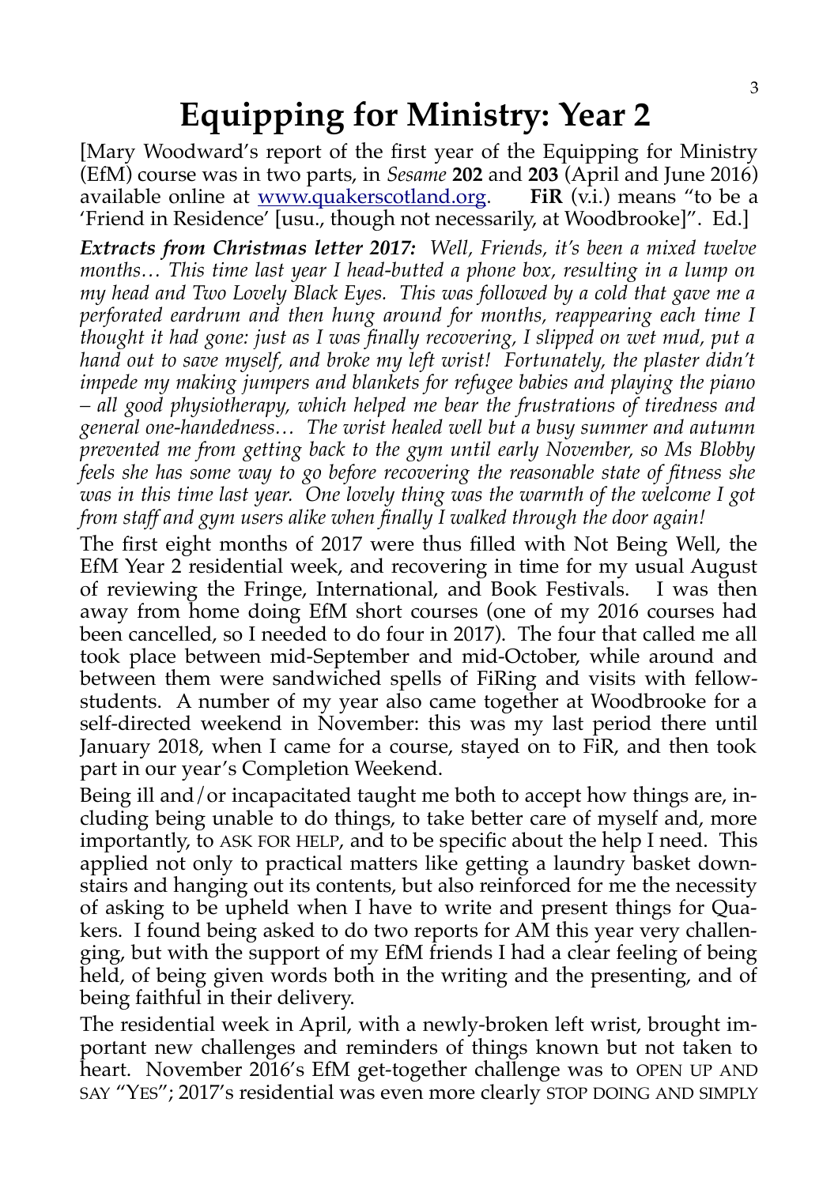# Equipping for Ministry: Year 2

[Mary Woodward's report of the first year of the Equipping for Ministry (EfM) course was in two parts, in *Sesame* **202** and **203** (April and June 2016) available online at www.quakerscotland.org. **FiR** (v.i.) means "to be a 'Friend in Residence' [usu., though not necessarily, at Woodbrooke]". Ed.]

***Extracts from Christmas letter 2017:*** *Well, Friends, it's been a mixed twelve months… This time last year I head-butted a phone box, resulting in a lump on my head and Two Lovely Black Eyes. This was followed by a cold that gave me a perforated eardrum and then hung around for months, reappearing each time I thought it had gone: just as I was finally recovering, I slipped on wet mud, put a hand out to save myself, and broke my left wrist! Fortunately, the plaster didn't impede my making jumpers and blankets for refugee babies and playing the piano – all good physiotherapy, which helped me bear the frustrations of tiredness and general one-handedness… The wrist healed well but a busy summer and autumn prevented me from getting back to the gym until early November, so Ms Blobby feels she has some way to go before recovering the reasonable state of fitness she was in this time last year. One lovely thing was the warmth of the welcome I got from staff and gym users alike when finally I walked through the door again!*

The first eight months of 2017 were thus filled with Not Being Well, the EfM Year 2 residential week, and recovering in time for my usual August of reviewing the Fringe, International, and Book Festivals. I was then away from home doing EfM short courses (one of my 2016 courses had been cancelled, so I needed to do four in 2017). The four that called me all took place between mid-September and mid-October, while around and between them were sandwiched spells of FiRing and visits with fellow-students. A number of my year also came together at Woodbrooke for a self-directed weekend in November: this was my last period there until January 2018, when I came for a course, stayed on to FiR, and then took part in our year's Completion Weekend.

Being ill and/or incapacitated taught me both to accept how things are, including being unable to do things, to take better care of myself and, more importantly, to ASK FOR HELP, and to be specific about the help I need. This applied not only to practical matters like getting a laundry basket downstairs and hanging out its contents, but also reinforced for me the necessity of asking to be upheld when I have to write and present things for Quakers. I found being asked to do two reports for AM this year very challenging, but with the support of my EfM friends I had a clear feeling of being held, of being given words both in the writing and the presenting, and of being faithful in their delivery.

The residential week in April, with a newly-broken left wrist, brought important new challenges and reminders of things known but not taken to heart. November 2016's EfM get-together challenge was to OPEN UP AND SAY "YES"; 2017's residential was even more clearly STOP DOING AND SIMPLY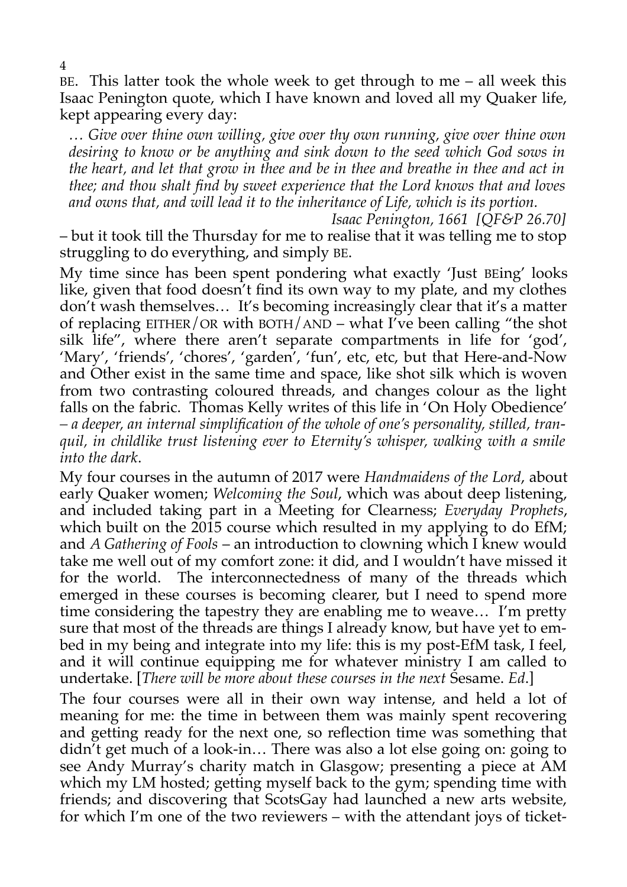BE. This latter took the whole week to get through to me – all week this Isaac Penington quote, which I have known and loved all my Quaker life, kept appearing every day:

> *… Give over thine own willing, give over thy own running, give over thine own desiring to know or be anything and sink down to the seed which God sows in the heart, and let that grow in thee and be in thee and breathe in thee and act in thee; and thou shalt find by sweet experience that the Lord knows that and loves and owns that, and will lead it to the inheritance of Life, which is its portion.*
>
> *Isaac Penington, 1661 [QF&P 26.70]*

– but it took till the Thursday for me to realise that it was telling me to stop struggling to do everything, and simply BE.

My time since has been spent pondering what exactly 'Just BEing' looks like, given that food doesn't find its own way to my plate, and my clothes don't wash themselves… It's becoming increasingly clear that it's a matter of replacing EITHER/OR with BOTH/AND – what I've been calling "the shot silk life", where there aren't separate compartments in life for 'god', 'Mary', 'friends', 'chores', 'garden', 'fun', etc, etc, but that Here-and-Now and Other exist in the same time and space, like shot silk which is woven from two contrasting coloured threads, and changes colour as the light falls on the fabric. Thomas Kelly writes of this life in 'On Holy Obedience' – *a deeper, an internal simplification of the whole of one's personality, stilled, tranquil, in childlike trust listening ever to Eternity's whisper, walking with a smile into the dark*.

My four courses in the autumn of 2017 were *Handmaidens of the Lord*, about early Quaker women; *Welcoming the Soul*, which was about deep listening, and included taking part in a Meeting for Clearness; *Everyday Prophets*, which built on the 2015 course which resulted in my applying to do EfM; and *A Gathering of Fools* – an introduction to clowning which I knew would take me well out of my comfort zone: it did, and I wouldn't have missed it for the world. The interconnectedness of many of the threads which emerged in these courses is becoming clearer, but I need to spend more time considering the tapestry they are enabling me to weave… I'm pretty sure that most of the threads are things I already know, but have yet to embed in my being and integrate into my life: this is my post-EfM task, I feel, and it will continue equipping me for whatever ministry I am called to undertake. [*There will be more about these courses in the next* Sesame. *Ed*.]

The four courses were all in their own way intense, and held a lot of meaning for me: the time in between them was mainly spent recovering and getting ready for the next one, so reflection time was something that didn't get much of a look-in… There was also a lot else going on: going to see Andy Murray's charity match in Glasgow; presenting a piece at AM which my LM hosted; getting myself back to the gym; spending time with friends; and discovering that ScotsGay had launched a new arts website, for which I'm one of the two reviewers – with the attendant joys of ticket-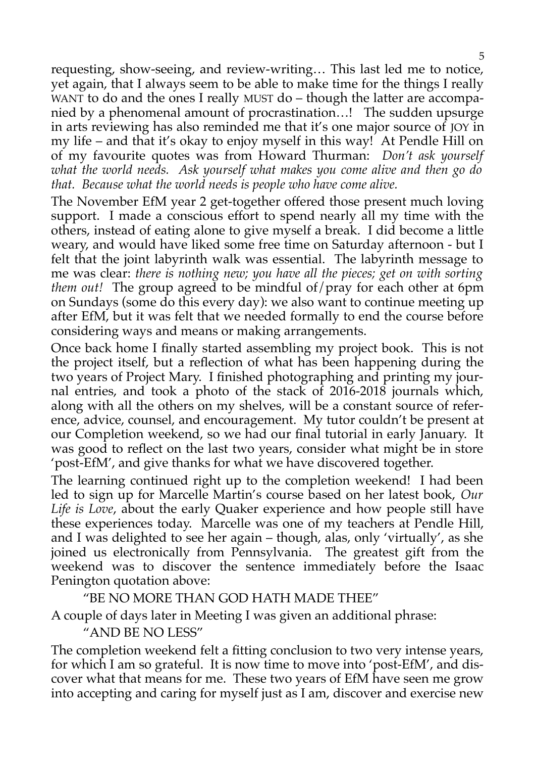requesting, show-seeing, and review-writing… This last led me to notice, yet again, that I always seem to be able to make time for the things I really WANT to do and the ones I really MUST do – though the latter are accompanied by a phenomenal amount of procrastination…! The sudden upsurge in arts reviewing has also reminded me that it's one major source of JOY in my life – and that it's okay to enjoy myself in this way! At Pendle Hill on of my favourite quotes was from Howard Thurman: *Don't ask yourself what the world needs. Ask yourself what makes you come alive and then go do that. Because what the world needs is people who have come alive.*

The November EfM year 2 get-together offered those present much loving support. I made a conscious effort to spend nearly all my time with the others, instead of eating alone to give myself a break. I did become a little weary, and would have liked some free time on Saturday afternoon - but I felt that the joint labyrinth walk was essential. The labyrinth message to me was clear: *there is nothing new; you have all the pieces; get on with sorting them out!* The group agreed to be mindful of/pray for each other at 6pm on Sundays (some do this every day): we also want to continue meeting up after EfM, but it was felt that we needed formally to end the course before considering ways and means or making arrangements.

Once back home I finally started assembling my project book. This is not the project itself, but a reflection of what has been happening during the two years of Project Mary. I finished photographing and printing my journal entries, and took a photo of the stack of 2016-2018 journals which, along with all the others on my shelves, will be a constant source of reference, advice, counsel, and encouragement. My tutor couldn't be present at our Completion weekend, so we had our final tutorial in early January. It was good to reflect on the last two years, consider what might be in store 'post-EfM', and give thanks for what we have discovered together.

The learning continued right up to the completion weekend! I had been led to sign up for Marcelle Martin's course based on her latest book, *Our Life is Love*, about the early Quaker experience and how people still have these experiences today. Marcelle was one of my teachers at Pendle Hill, and I was delighted to see her again – though, alas, only 'virtually', as she joined us electronically from Pennsylvania. The greatest gift from the weekend was to discover the sentence immediately before the Isaac Penington quotation above:

"BE NO MORE THAN GOD HATH MADE THEE"

A couple of days later in Meeting I was given an additional phrase:

"AND BE NO LESS"

The completion weekend felt a fitting conclusion to two very intense years, for which I am so grateful. It is now time to move into 'post-EfM', and discover what that means for me. These two years of EfM have seen me grow into accepting and caring for myself just as I am, discover and exercise new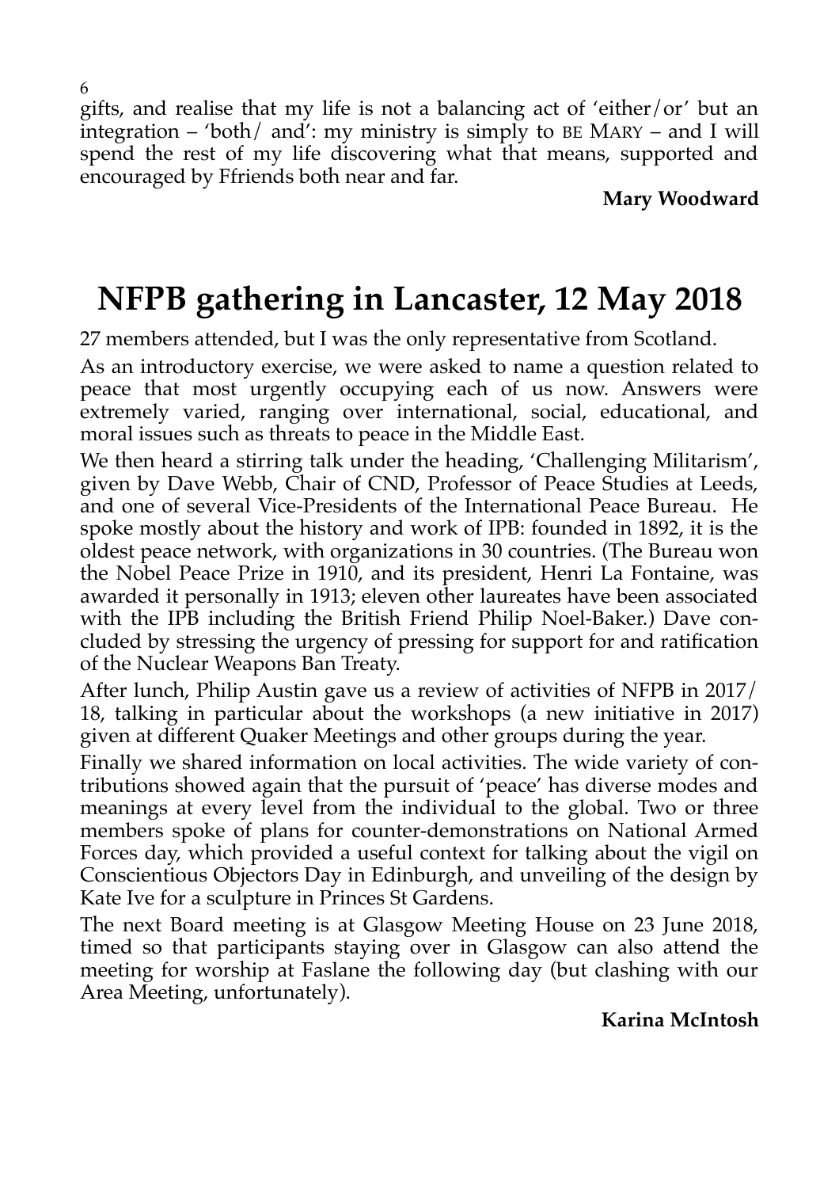gifts, and realise that my life is not a balancing act of 'either/or' but an integration – 'both/ and': my ministry is simply to BE MARY – and I will spend the rest of my life discovering what that means, supported and encouraged by Ffriends both near and far.

**Mary Woodward**

# NFPB gathering in Lancaster, 12 May 2018

27 members attended, but I was the only representative from Scotland.

As an introductory exercise, we were asked to name a question related to peace that most urgently occupying each of us now. Answers were extremely varied, ranging over international, social, educational, and moral issues such as threats to peace in the Middle East.

We then heard a stirring talk under the heading, 'Challenging Militarism', given by Dave Webb, Chair of CND, Professor of Peace Studies at Leeds, and one of several Vice-Presidents of the International Peace Bureau. He spoke mostly about the history and work of IPB: founded in 1892, it is the oldest peace network, with organizations in 30 countries. (The Bureau won the Nobel Peace Prize in 1910, and its president, Henri La Fontaine, was awarded it personally in 1913; eleven other laureates have been associated with the IPB including the British Friend Philip Noel-Baker.) Dave concluded by stressing the urgency of pressing for support for and ratification of the Nuclear Weapons Ban Treaty.

After lunch, Philip Austin gave us a review of activities of NFPB in 2017/18, talking in particular about the workshops (a new initiative in 2017) given at different Quaker Meetings and other groups during the year.

Finally we shared information on local activities. The wide variety of contributions showed again that the pursuit of 'peace' has diverse modes and meanings at every level from the individual to the global. Two or three members spoke of plans for counter-demonstrations on National Armed Forces day, which provided a useful context for talking about the vigil on Conscientious Objectors Day in Edinburgh, and unveiling of the design by Kate Ive for a sculpture in Princes St Gardens.

The next Board meeting is at Glasgow Meeting House on 23 June 2018, timed so that participants staying over in Glasgow can also attend the meeting for worship at Faslane the following day (but clashing with our Area Meeting, unfortunately).

**Karina McIntosh**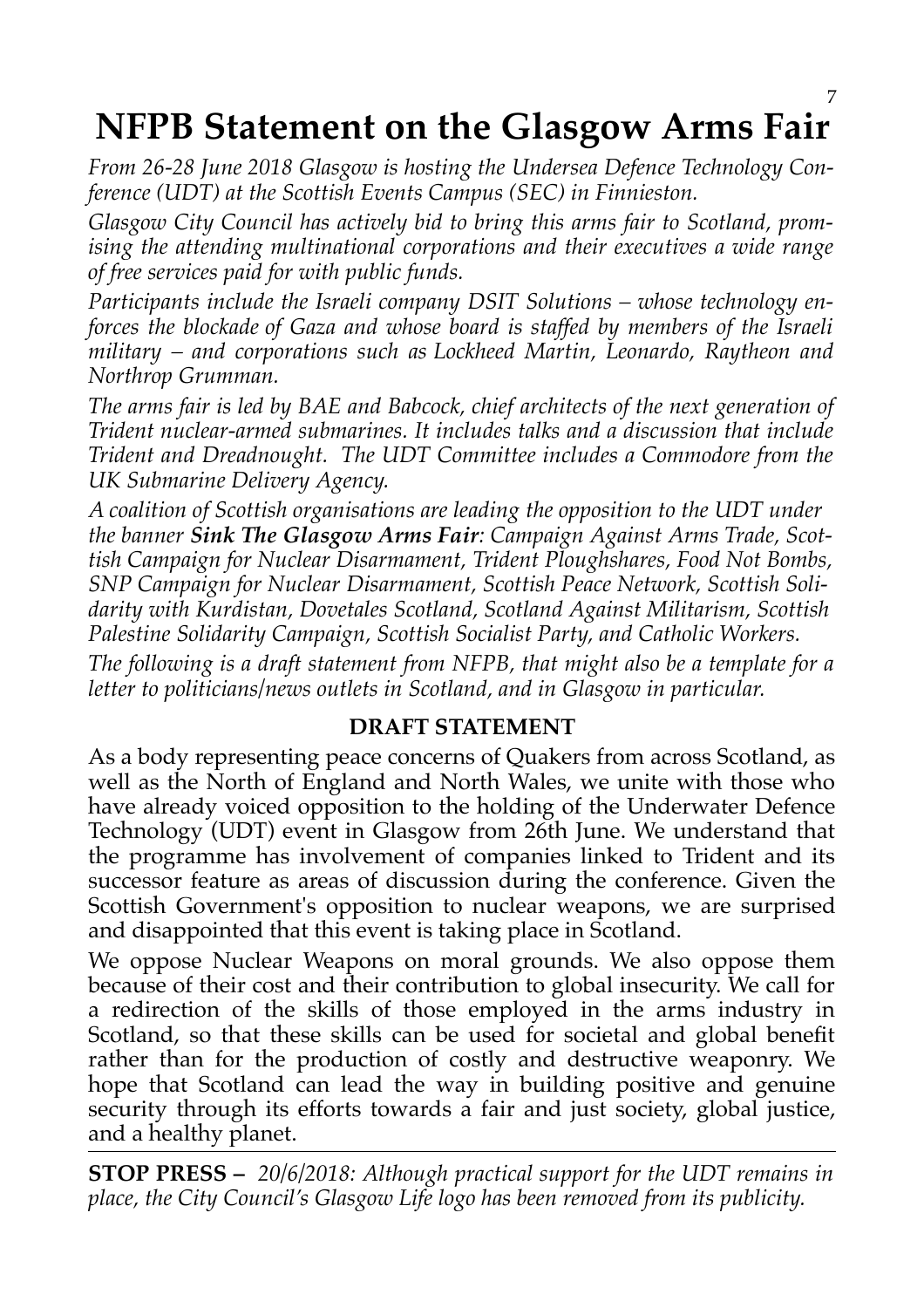# NFPB Statement on the Glasgow Arms Fair

*From 26-28 June 2018 Glasgow is hosting the Undersea Defence Technology Conference (UDT) at the Scottish Events Campus (SEC) in Finnieston.*

*Glasgow City Council has actively bid to bring this arms fair to Scotland, promising the attending multinational corporations and their executives a wide range of free services paid for with public funds.*

*Participants include the Israeli company DSIT Solutions – whose technology enforces the blockade of Gaza and whose board is staffed by members of the Israeli military – and corporations such as Lockheed Martin, Leonardo, Raytheon and Northrop Grumman.*

*The arms fair is led by BAE and Babcock, chief architects of the next generation of Trident nuclear-armed submarines. It includes talks and a discussion that include Trident and Dreadnought. The UDT Committee includes a Commodore from the UK Submarine Delivery Agency.*

*A coalition of Scottish organisations are leading the opposition to the UDT under the banner **Sink The Glasgow Arms Fair**: Campaign Against Arms Trade, Scottish Campaign for Nuclear Disarmament, Trident Ploughshares, Food Not Bombs, SNP Campaign for Nuclear Disarmament, Scottish Peace Network, Scottish Solidarity with Kurdistan, Dovetales Scotland, Scotland Against Militarism, Scottish Palestine Solidarity Campaign, Scottish Socialist Party, and Catholic Workers.*

*The following is a draft statement from NFPB, that might also be a template for a letter to politicians/news outlets in Scotland, and in Glasgow in particular.*

**DRAFT STATEMENT**

As a body representing peace concerns of Quakers from across Scotland, as well as the North of England and North Wales, we unite with those who have already voiced opposition to the holding of the Underwater Defence Technology (UDT) event in Glasgow from 26th June. We understand that the programme has involvement of companies linked to Trident and its successor feature as areas of discussion during the conference. Given the Scottish Government's opposition to nuclear weapons, we are surprised and disappointed that this event is taking place in Scotland.

We oppose Nuclear Weapons on moral grounds. We also oppose them because of their cost and their contribution to global insecurity. We call for a redirection of the skills of those employed in the arms industry in Scotland, so that these skills can be used for societal and global benefit rather than for the production of costly and destructive weaponry. We hope that Scotland can lead the way in building positive and genuine security through its efforts towards a fair and just society, global justice, and a healthy planet.

---

**STOP PRESS –** *20/6/2018: Although practical support for the UDT remains in place, the City Council's Glasgow Life logo has been removed from its publicity.*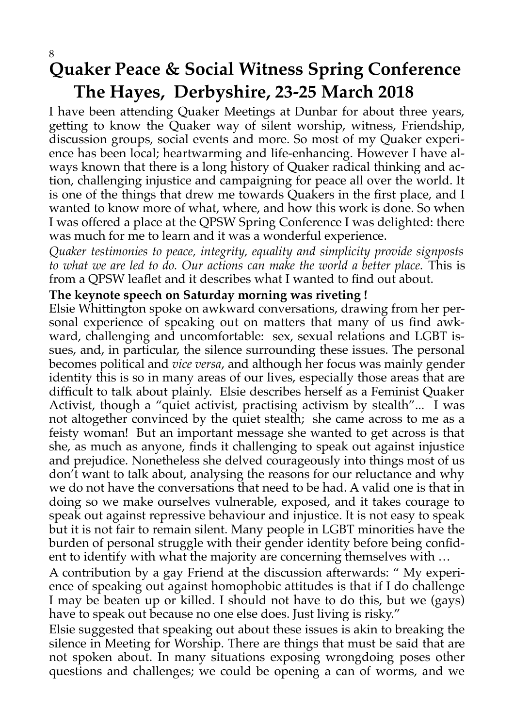# Quaker Peace & Social Witness Spring Conference The Hayes, Derbyshire, 23-25 March 2018

I have been attending Quaker Meetings at Dunbar for about three years, getting to know the Quaker way of silent worship, witness, Friendship, discussion groups, social events and more. So most of my Quaker experience has been local; heartwarming and life-enhancing. However I have always known that there is a long history of Quaker radical thinking and action, challenging injustice and campaigning for peace all over the world. It is one of the things that drew me towards Quakers in the first place, and I wanted to know more of what, where, and how this work is done. So when I was offered a place at the QPSW Spring Conference I was delighted: there was much for me to learn and it was a wonderful experience.

*Quaker testimonies to peace, integrity, equality and simplicity provide signposts to what we are led to do. Our actions can make the world a better place.* This is from a QPSW leaflet and it describes what I wanted to find out about.

**The keynote speech on Saturday morning was riveting !**

Elsie Whittington spoke on awkward conversations, drawing from her personal experience of speaking out on matters that many of us find awkward, challenging and uncomfortable: sex, sexual relations and LGBT issues, and, in particular, the silence surrounding these issues. The personal becomes political and *vice versa*, and although her focus was mainly gender identity this is so in many areas of our lives, especially those areas that are difficult to talk about plainly. Elsie describes herself as a Feminist Quaker Activist, though a "quiet activist, practising activism by stealth"... I was not altogether convinced by the quiet stealth; she came across to me as a feisty woman! But an important message she wanted to get across is that she, as much as anyone, finds it challenging to speak out against injustice and prejudice. Nonetheless she delved courageously into things most of us don't want to talk about, analysing the reasons for our reluctance and why we do not have the conversations that need to be had. A valid one is that in doing so we make ourselves vulnerable, exposed, and it takes courage to speak out against repressive behaviour and injustice. It is not easy to speak but it is not fair to remain silent. Many people in LGBT minorities have the burden of personal struggle with their gender identity before being confident to identify with what the majority are concerning themselves with …

A contribution by a gay Friend at the discussion afterwards: " My experience of speaking out against homophobic attitudes is that if I do challenge I may be beaten up or killed. I should not have to do this, but we (gays) have to speak out because no one else does. Just living is risky."

Elsie suggested that speaking out about these issues is akin to breaking the silence in Meeting for Worship. There are things that must be said that are not spoken about. In many situations exposing wrongdoing poses other questions and challenges; we could be opening a can of worms, and we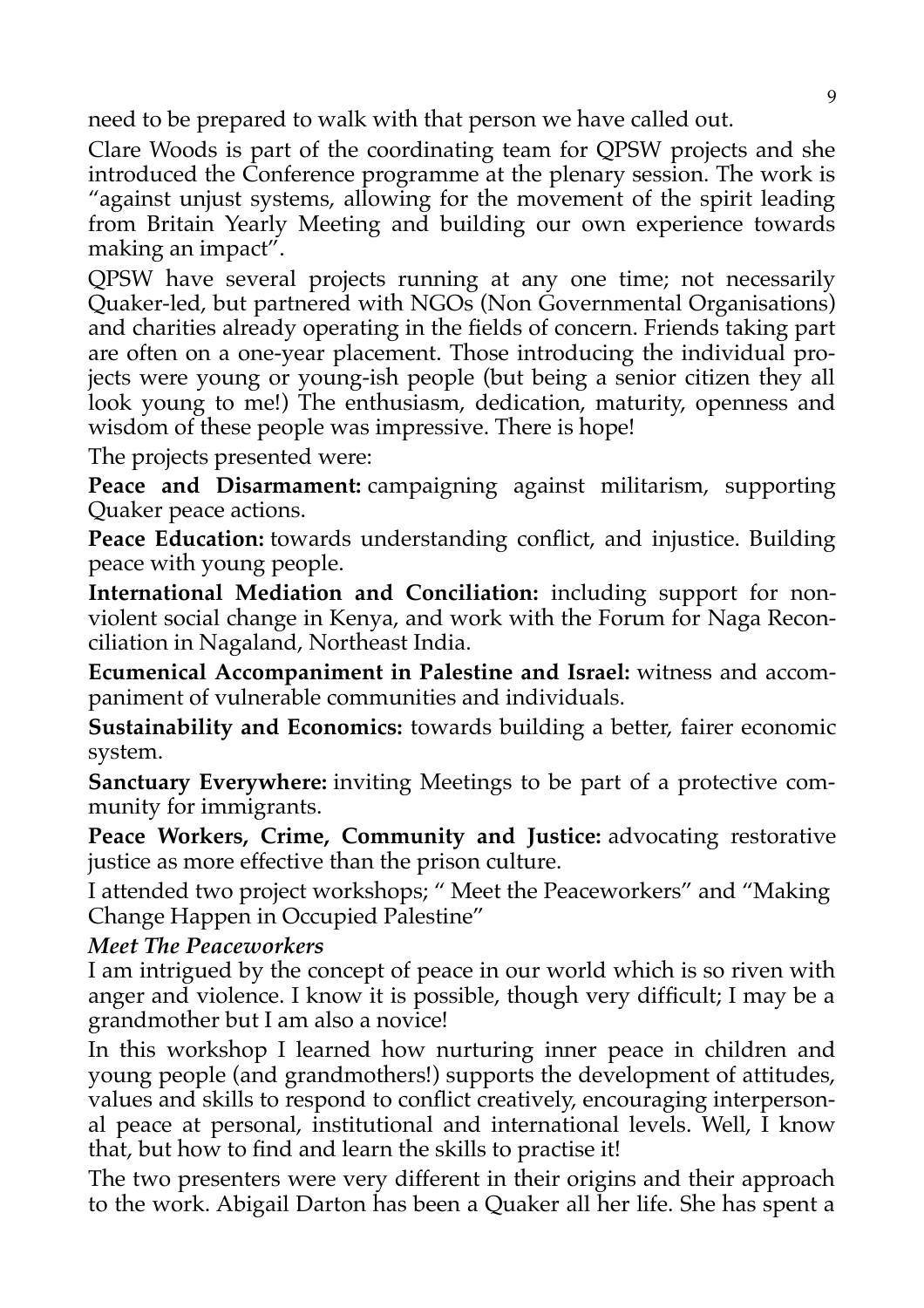need to be prepared to walk with that person we have called out.

Clare Woods is part of the coordinating team for QPSW projects and she introduced the Conference programme at the plenary session. The work is "against unjust systems, allowing for the movement of the spirit leading from Britain Yearly Meeting and building our own experience towards making an impact".

QPSW have several projects running at any one time; not necessarily Quaker-led, but partnered with NGOs (Non Governmental Organisations) and charities already operating in the fields of concern. Friends taking part are often on a one-year placement. Those introducing the individual projects were young or young-ish people (but being a senior citizen they all look young to me!) The enthusiasm, dedication, maturity, openness and wisdom of these people was impressive. There is hope!

The projects presented were:

**Peace and Disarmament:** campaigning against militarism, supporting Quaker peace actions.

**Peace Education:** towards understanding conflict, and injustice. Building peace with young people.

**International Mediation and Conciliation:** including support for non-violent social change in Kenya, and work with the Forum for Naga Reconciliation in Nagaland, Northeast India.

**Ecumenical Accompaniment in Palestine and Israel:** witness and accompaniment of vulnerable communities and individuals.

**Sustainability and Economics:** towards building a better, fairer economic system.

**Sanctuary Everywhere:** inviting Meetings to be part of a protective community for immigrants.

**Peace Workers, Crime, Community and Justice:** advocating restorative justice as more effective than the prison culture.

I attended two project workshops; " Meet the Peaceworkers" and "Making Change Happen in Occupied Palestine"

***Meet The Peaceworkers***

I am intrigued by the concept of peace in our world which is so riven with anger and violence. I know it is possible, though very difficult; I may be a grandmother but I am also a novice!

In this workshop I learned how nurturing inner peace in children and young people (and grandmothers!) supports the development of attitudes, values and skills to respond to conflict creatively, encouraging interpersonal peace at personal, institutional and international levels. Well, I know that, but how to find and learn the skills to practise it!

The two presenters were very different in their origins and their approach to the work. Abigail Darton has been a Quaker all her life. She has spent a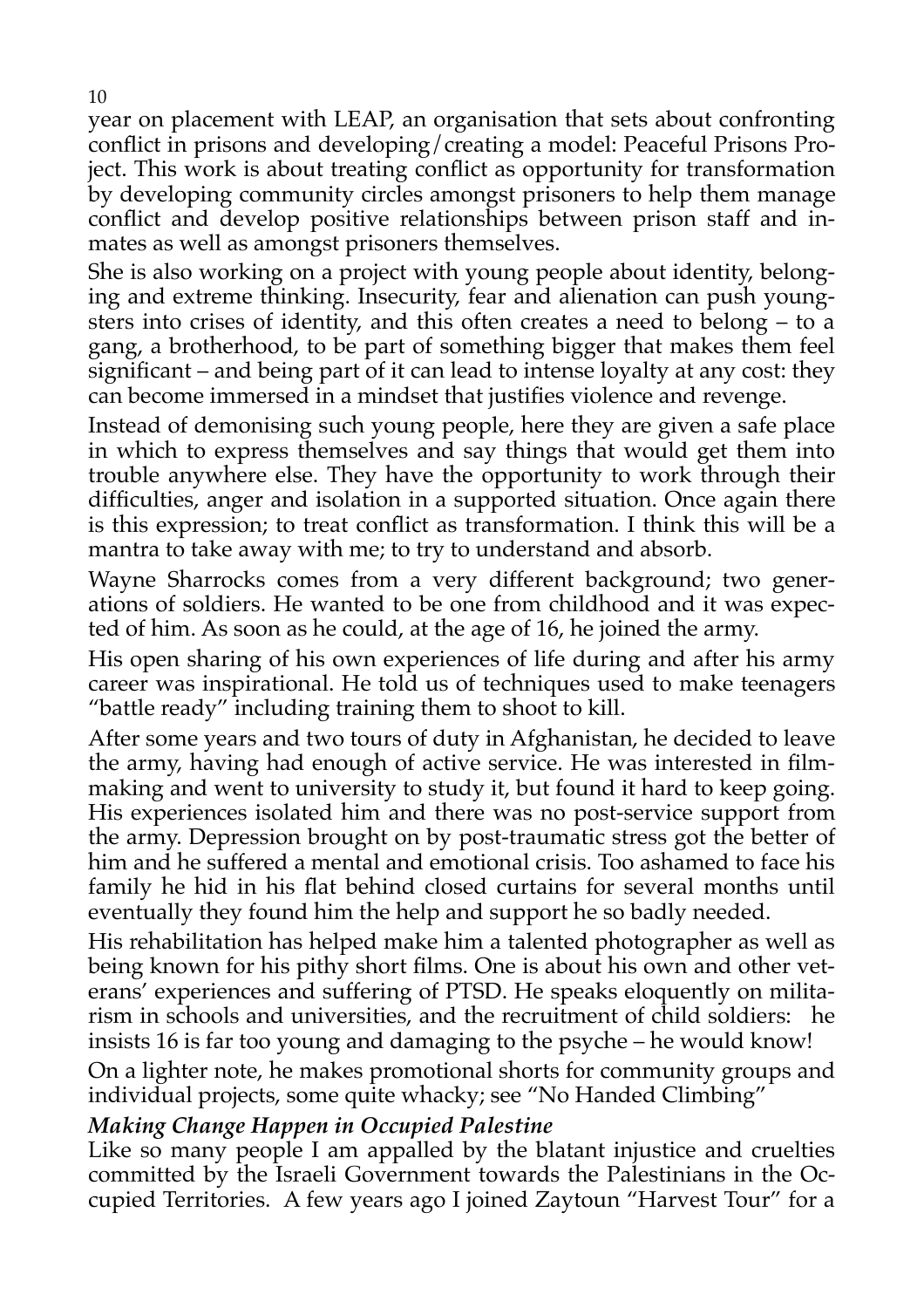year on placement with LEAP, an organisation that sets about confronting conflict in prisons and developing/creating a model: Peaceful Prisons Project. This work is about treating conflict as opportunity for transformation by developing community circles amongst prisoners to help them manage conflict and develop positive relationships between prison staff and inmates as well as amongst prisoners themselves.

She is also working on a project with young people about identity, belonging and extreme thinking. Insecurity, fear and alienation can push youngsters into crises of identity, and this often creates a need to belong – to a gang, a brotherhood, to be part of something bigger that makes them feel significant – and being part of it can lead to intense loyalty at any cost: they can become immersed in a mindset that justifies violence and revenge.

Instead of demonising such young people, here they are given a safe place in which to express themselves and say things that would get them into trouble anywhere else. They have the opportunity to work through their difficulties, anger and isolation in a supported situation. Once again there is this expression; to treat conflict as transformation. I think this will be a mantra to take away with me; to try to understand and absorb.

Wayne Sharrocks comes from a very different background; two generations of soldiers. He wanted to be one from childhood and it was expected of him. As soon as he could, at the age of 16, he joined the army.

His open sharing of his own experiences of life during and after his army career was inspirational. He told us of techniques used to make teenagers "battle ready" including training them to shoot to kill.

After some years and two tours of duty in Afghanistan, he decided to leave the army, having had enough of active service. He was interested in filmmaking and went to university to study it, but found it hard to keep going. His experiences isolated him and there was no post-service support from the army. Depression brought on by post-traumatic stress got the better of him and he suffered a mental and emotional crisis. Too ashamed to face his family he hid in his flat behind closed curtains for several months until eventually they found him the help and support he so badly needed.

His rehabilitation has helped make him a talented photographer as well as being known for his pithy short films. One is about his own and other veterans' experiences and suffering of PTSD. He speaks eloquently on militarism in schools and universities, and the recruitment of child soldiers: he insists 16 is far too young and damaging to the psyche – he would know!

On a lighter note, he makes promotional shorts for community groups and individual projects, some quite whacky; see "No Handed Climbing"

***Making Change Happen in Occupied Palestine***

Like so many people I am appalled by the blatant injustice and cruelties committed by the Israeli Government towards the Palestinians in the Occupied Territories. A few years ago I joined Zaytoun "Harvest Tour" for a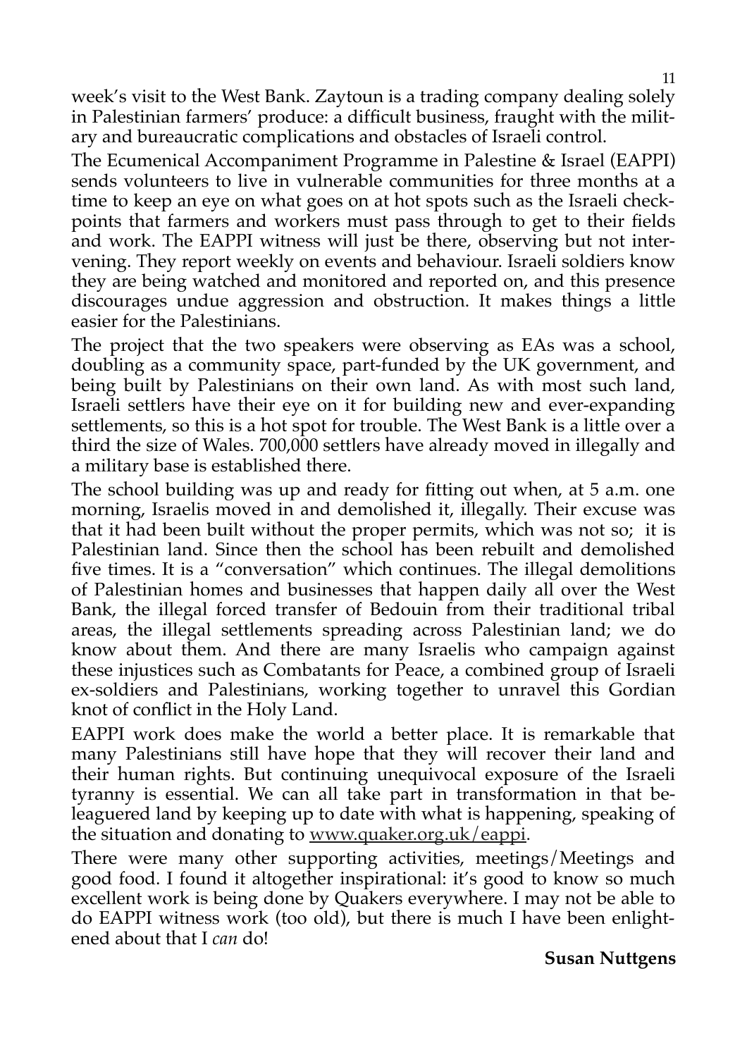week's visit to the West Bank. Zaytoun is a trading company dealing solely in Palestinian farmers' produce: a difficult business, fraught with the military and bureaucratic complications and obstacles of Israeli control.

The Ecumenical Accompaniment Programme in Palestine & Israel (EAPPI) sends volunteers to live in vulnerable communities for three months at a time to keep an eye on what goes on at hot spots such as the Israeli checkpoints that farmers and workers must pass through to get to their fields and work. The EAPPI witness will just be there, observing but not intervening. They report weekly on events and behaviour. Israeli soldiers know they are being watched and monitored and reported on, and this presence discourages undue aggression and obstruction. It makes things a little easier for the Palestinians.

The project that the two speakers were observing as EAs was a school, doubling as a community space, part-funded by the UK government, and being built by Palestinians on their own land. As with most such land, Israeli settlers have their eye on it for building new and ever-expanding settlements, so this is a hot spot for trouble. The West Bank is a little over a third the size of Wales. 700,000 settlers have already moved in illegally and a military base is established there.

The school building was up and ready for fitting out when, at 5 a.m. one morning, Israelis moved in and demolished it, illegally. Their excuse was that it had been built without the proper permits, which was not so; it is Palestinian land. Since then the school has been rebuilt and demolished five times. It is a "conversation" which continues. The illegal demolitions of Palestinian homes and businesses that happen daily all over the West Bank, the illegal forced transfer of Bedouin from their traditional tribal areas, the illegal settlements spreading across Palestinian land; we do know about them. And there are many Israelis who campaign against these injustices such as Combatants for Peace, a combined group of Israeli ex-soldiers and Palestinians, working together to unravel this Gordian knot of conflict in the Holy Land.

EAPPI work does make the world a better place. It is remarkable that many Palestinians still have hope that they will recover their land and their human rights. But continuing unequivocal exposure of the Israeli tyranny is essential. We can all take part in transformation in that beleaguered land by keeping up to date with what is happening, speaking of the situation and donating to www.quaker.org.uk/eappi.

There were many other supporting activities, meetings/Meetings and good food. I found it altogether inspirational: it's good to know so much excellent work is being done by Quakers everywhere. I may not be able to do EAPPI witness work (too old), but there is much I have been enlightened about that I *can* do!

**Susan Nuttgens**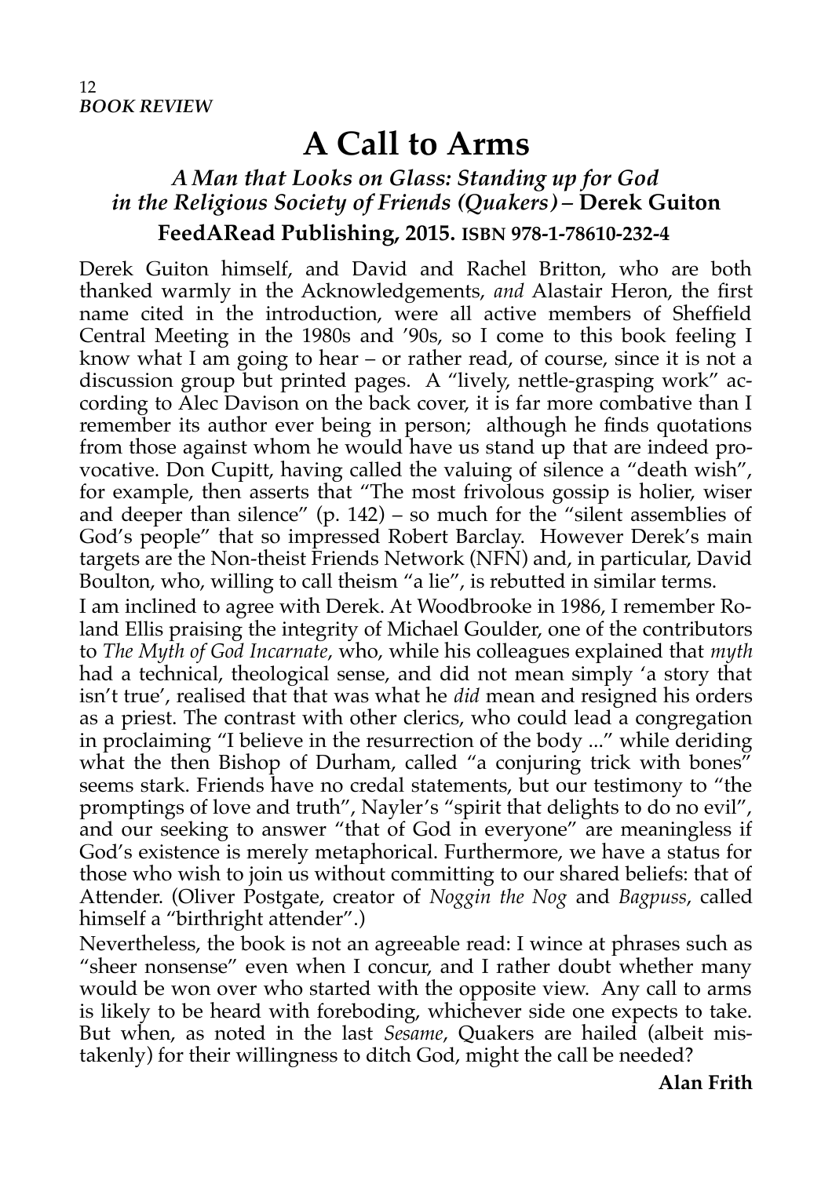*BOOK REVIEW*

# A Call to Arms

### *A Man that Looks on Glass: Standing up for God in the Religious Society of Friends (Quakers)* – Derek Guiton

**FeedARead Publishing, 2015. ISBN 978-1-78610-232-4**

Derek Guiton himself, and David and Rachel Britton, who are both thanked warmly in the Acknowledgements, *and* Alastair Heron, the first name cited in the introduction, were all active members of Sheffield Central Meeting in the 1980s and '90s, so I come to this book feeling I know what I am going to hear – or rather read, of course, since it is not a discussion group but printed pages. A "lively, nettle-grasping work" according to Alec Davison on the back cover, it is far more combative than I remember its author ever being in person; although he finds quotations from those against whom he would have us stand up that are indeed provocative. Don Cupitt, having called the valuing of silence a "death wish", for example, then asserts that "The most frivolous gossip is holier, wiser and deeper than silence" (p. 142) – so much for the "silent assemblies of God's people" that so impressed Robert Barclay. However Derek's main targets are the Non-theist Friends Network (NFN) and, in particular, David Boulton, who, willing to call theism "a lie", is rebutted in similar terms.

I am inclined to agree with Derek. At Woodbrooke in 1986, I remember Roland Ellis praising the integrity of Michael Goulder, one of the contributors to *The Myth of God Incarnate*, who, while his colleagues explained that *myth* had a technical, theological sense, and did not mean simply 'a story that isn't true', realised that that was what he *did* mean and resigned his orders as a priest. The contrast with other clerics, who could lead a congregation in proclaiming "I believe in the resurrection of the body ..." while deriding what the then Bishop of Durham, called "a conjuring trick with bones" seems stark. Friends have no credal statements, but our testimony to "the promptings of love and truth", Nayler's "spirit that delights to do no evil", and our seeking to answer "that of God in everyone" are meaningless if God's existence is merely metaphorical. Furthermore, we have a status for those who wish to join us without committing to our shared beliefs: that of Attender. (Oliver Postgate, creator of *Noggin the Nog* and *Bagpuss*, called himself a "birthright attender".)

Nevertheless, the book is not an agreeable read: I wince at phrases such as "sheer nonsense" even when I concur, and I rather doubt whether many would be won over who started with the opposite view. Any call to arms is likely to be heard with foreboding, whichever side one expects to take. But when, as noted in the last *Sesame*, Quakers are hailed (albeit mistakenly) for their willingness to ditch God, might the call be needed?

**Alan Frith**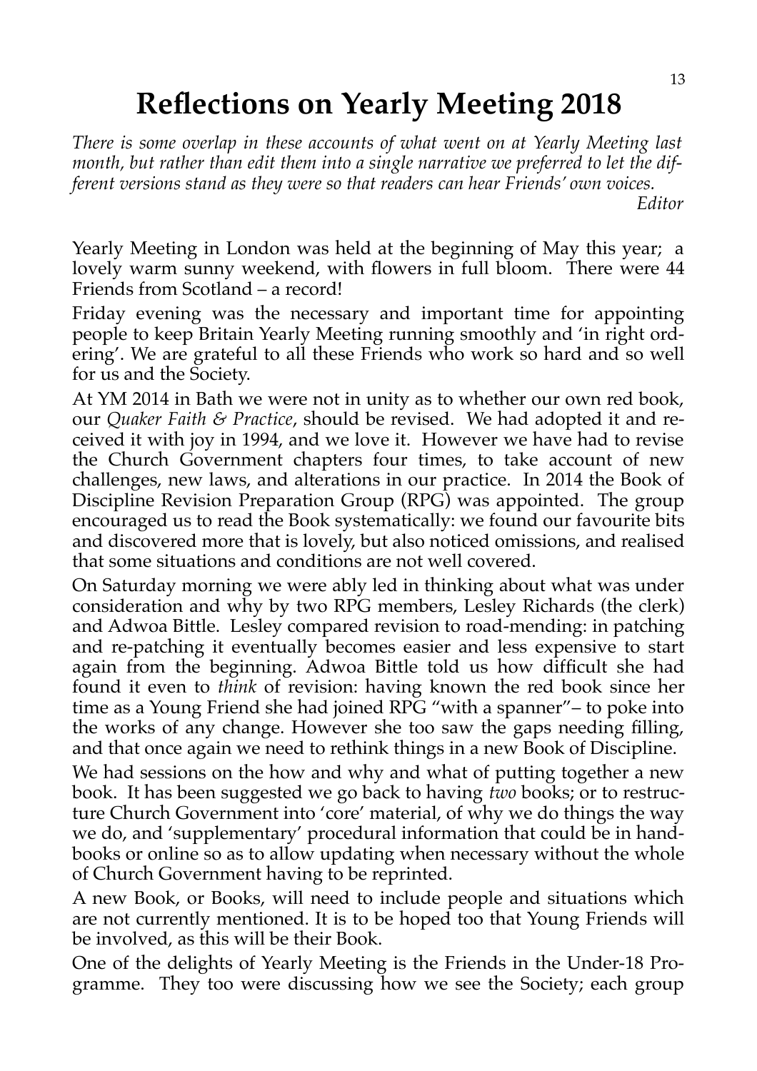# Reflections on Yearly Meeting 2018

*There is some overlap in these accounts of what went on at Yearly Meeting last month, but rather than edit them into a single narrative we preferred to let the different versions stand as they were so that readers can hear Friends' own voices.*

*Editor*

Yearly Meeting in London was held at the beginning of May this year; a lovely warm sunny weekend, with flowers in full bloom. There were 44 Friends from Scotland – a record!

Friday evening was the necessary and important time for appointing people to keep Britain Yearly Meeting running smoothly and 'in right ordering'. We are grateful to all these Friends who work so hard and so well for us and the Society.

At YM 2014 in Bath we were not in unity as to whether our own red book, our *Quaker Faith & Practice*, should be revised. We had adopted it and received it with joy in 1994, and we love it. However we have had to revise the Church Government chapters four times, to take account of new challenges, new laws, and alterations in our practice. In 2014 the Book of Discipline Revision Preparation Group (RPG) was appointed. The group encouraged us to read the Book systematically: we found our favourite bits and discovered more that is lovely, but also noticed omissions, and realised that some situations and conditions are not well covered.

On Saturday morning we were ably led in thinking about what was under consideration and why by two RPG members, Lesley Richards (the clerk) and Adwoa Bittle. Lesley compared revision to road-mending: in patching and re-patching it eventually becomes easier and less expensive to start again from the beginning. Adwoa Bittle told us how difficult she had found it even to *think* of revision: having known the red book since her time as a Young Friend she had joined RPG "with a spanner"– to poke into the works of any change. However she too saw the gaps needing filling, and that once again we need to rethink things in a new Book of Discipline.

We had sessions on the how and why and what of putting together a new book. It has been suggested we go back to having *two* books; or to restructure Church Government into 'core' material, of why we do things the way we do, and 'supplementary' procedural information that could be in handbooks or online so as to allow updating when necessary without the whole of Church Government having to be reprinted.

A new Book, or Books, will need to include people and situations which are not currently mentioned. It is to be hoped too that Young Friends will be involved, as this will be their Book.

One of the delights of Yearly Meeting is the Friends in the Under-18 Programme. They too were discussing how we see the Society; each group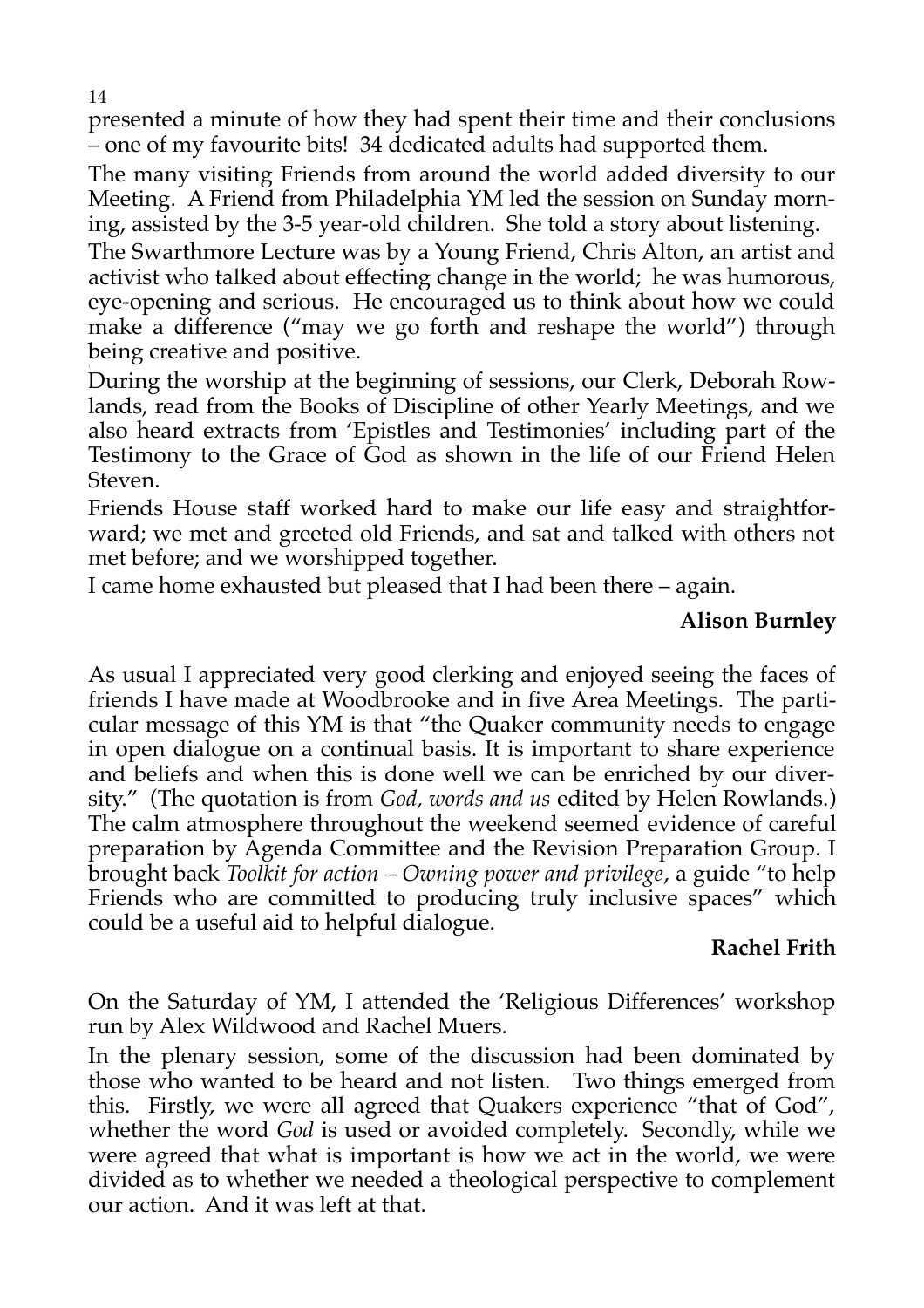presented a minute of how they had spent their time and their conclusions – one of my favourite bits! 34 dedicated adults had supported them.

The many visiting Friends from around the world added diversity to our Meeting. A Friend from Philadelphia YM led the session on Sunday morning, assisted by the 3-5 year-old children. She told a story about listening.

The Swarthmore Lecture was by a Young Friend, Chris Alton, an artist and activist who talked about effecting change in the world; he was humorous, eye-opening and serious. He encouraged us to think about how we could make a difference ("may we go forth and reshape the world") through being creative and positive.

During the worship at the beginning of sessions, our Clerk, Deborah Rowlands, read from the Books of Discipline of other Yearly Meetings, and we also heard extracts from 'Epistles and Testimonies' including part of the Testimony to the Grace of God as shown in the life of our Friend Helen Steven.

Friends House staff worked hard to make our life easy and straightforward; we met and greeted old Friends, and sat and talked with others not met before; and we worshipped together.

I came home exhausted but pleased that I had been there – again.

**Alison Burnley**

As usual I appreciated very good clerking and enjoyed seeing the faces of friends I have made at Woodbrooke and in five Area Meetings. The particular message of this YM is that "the Quaker community needs to engage in open dialogue on a continual basis. It is important to share experience and beliefs and when this is done well we can be enriched by our diversity." (The quotation is from *God, words and us* edited by Helen Rowlands.) The calm atmosphere throughout the weekend seemed evidence of careful preparation by Agenda Committee and the Revision Preparation Group. I brought back *Toolkit for action – Owning power and privilege*, a guide "to help Friends who are committed to producing truly inclusive spaces" which could be a useful aid to helpful dialogue.

**Rachel Frith**

On the Saturday of YM, I attended the 'Religious Differences' workshop run by Alex Wildwood and Rachel Muers.

In the plenary session, some of the discussion had been dominated by those who wanted to be heard and not listen. Two things emerged from this. Firstly, we were all agreed that Quakers experience "that of God", whether the word *God* is used or avoided completely. Secondly, while we were agreed that what is important is how we act in the world, we were divided as to whether we needed a theological perspective to complement our action. And it was left at that.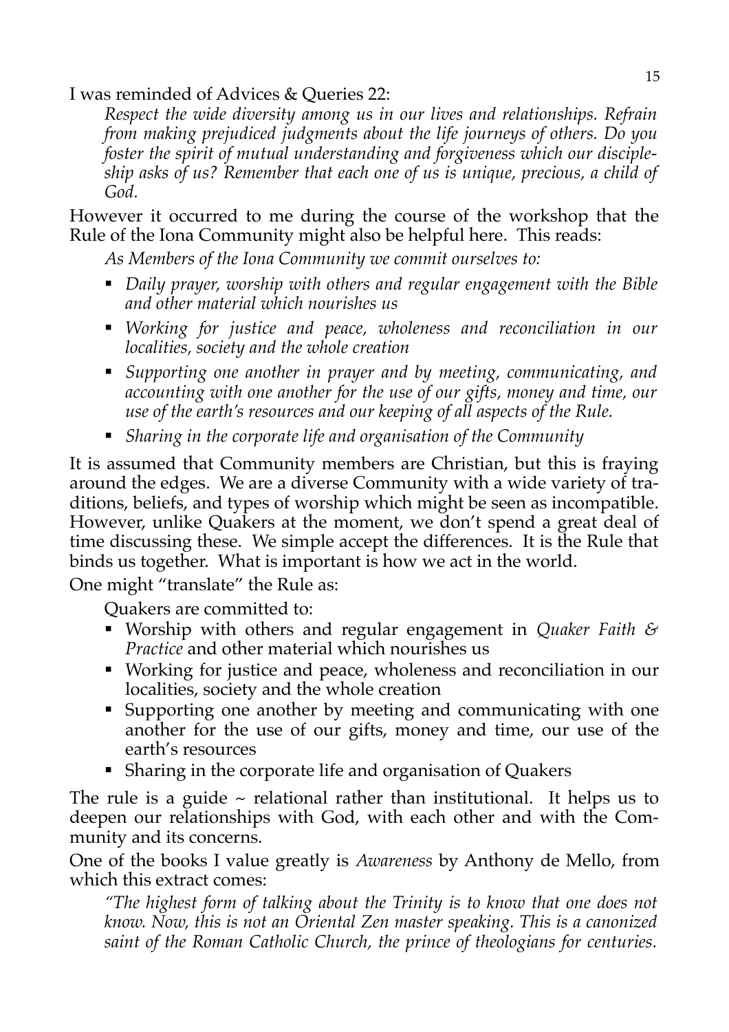I was reminded of Advices & Queries 22:

> *Respect the wide diversity among us in our lives and relationships. Refrain from making prejudiced judgments about the life journeys of others. Do you foster the spirit of mutual understanding and forgiveness which our discipleship asks of us? Remember that each one of us is unique, precious, a child of God.*

However it occurred to me during the course of the workshop that the Rule of the Iona Community might also be helpful here. This reads:

> *As Members of the Iona Community we commit ourselves to:*
>
> - *Daily prayer, worship with others and regular engagement with the Bible and other material which nourishes us*
> - *Working for justice and peace, wholeness and reconciliation in our localities, society and the whole creation*
> - *Supporting one another in prayer and by meeting, communicating, and accounting with one another for the use of our gifts, money and time, our use of the earth's resources and our keeping of all aspects of the Rule.*
> - *Sharing in the corporate life and organisation of the Community*

It is assumed that Community members are Christian, but this is fraying around the edges. We are a diverse Community with a wide variety of traditions, beliefs, and types of worship which might be seen as incompatible. However, unlike Quakers at the moment, we don't spend a great deal of time discussing these. We simple accept the differences. It is the Rule that binds us together. What is important is how we act in the world.

One might "translate" the Rule as:

> Quakers are committed to:
>
> - Worship with others and regular engagement in *Quaker Faith & Practice* and other material which nourishes us
> - Working for justice and peace, wholeness and reconciliation in our localities, society and the whole creation
> - Supporting one another by meeting and communicating with one another for the use of our gifts, money and time, our use of the earth's resources
> - Sharing in the corporate life and organisation of Quakers

The rule is a guide ~ relational rather than institutional. It helps us to deepen our relationships with God, with each other and with the Community and its concerns.

One of the books I value greatly is *Awareness* by Anthony de Mello, from which this extract comes:

> *"The highest form of talking about the Trinity is to know that one does not know. Now, this is not an Oriental Zen master speaking. This is a canonized saint of the Roman Catholic Church, the prince of theologians for centuries.*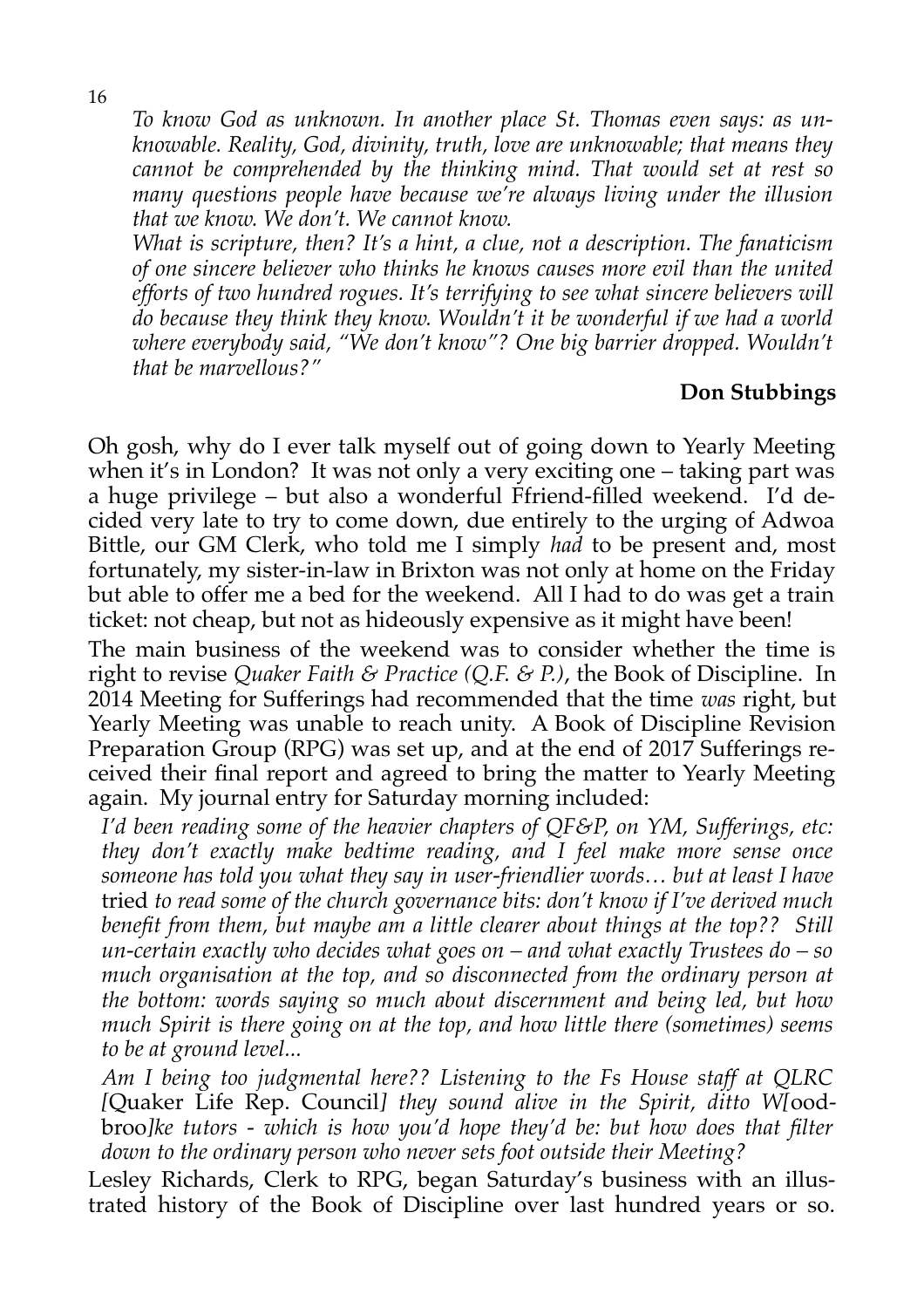*To know God as unknown. In another place St. Thomas even says: as unknowable. Reality, God, divinity, truth, love are unknowable; that means they cannot be comprehended by the thinking mind. That would set at rest so many questions people have because we're always living under the illusion that we know. We don't. We cannot know.*

*What is scripture, then? It's a hint, a clue, not a description. The fanaticism of one sincere believer who thinks he knows causes more evil than the united efforts of two hundred rogues. It's terrifying to see what sincere believers will do because they think they know. Wouldn't it be wonderful if we had a world where everybody said, "We don't know"? One big barrier dropped. Wouldn't that be marvellous?"*

**Don Stubbings**

Oh gosh, why do I ever talk myself out of going down to Yearly Meeting when it's in London? It was not only a very exciting one – taking part was a huge privilege – but also a wonderful Ffriend-filled weekend. I'd decided very late to try to come down, due entirely to the urging of Adwoa Bittle, our GM Clerk, who told me I simply *had* to be present and, most fortunately, my sister-in-law in Brixton was not only at home on the Friday but able to offer me a bed for the weekend. All I had to do was get a train ticket: not cheap, but not as hideously expensive as it might have been!

The main business of the weekend was to consider whether the time is right to revise *Quaker Faith & Practice (Q.F. & P.)*, the Book of Discipline. In 2014 Meeting for Sufferings had recommended that the time *was* right, but Yearly Meeting was unable to reach unity. A Book of Discipline Revision Preparation Group (RPG) was set up, and at the end of 2017 Sufferings received their final report and agreed to bring the matter to Yearly Meeting again. My journal entry for Saturday morning included:

*I'd been reading some of the heavier chapters of QF&P, on YM, Sufferings, etc: they don't exactly make bedtime reading, and I feel make more sense once someone has told you what they say in user-friendlier words… but at least I have* tried *to read some of the church governance bits: don't know if I've derived much benefit from them, but maybe am a little clearer about things at the top?? Still un-certain exactly who decides what goes on – and what exactly Trustees do – so much organisation at the top, and so disconnected from the ordinary person at the bottom: words saying so much about discernment and being led, but how much Spirit is there going on at the top, and how little there (sometimes) seems to be at ground level...*

*Am I being too judgmental here?? Listening to the Fs House staff at QLRC [*Quaker Life Rep. Council*] they sound alive in the Spirit, ditto W[*ood-broo*]ke tutors - which is how you'd hope they'd be: but how does that filter down to the ordinary person who never sets foot outside their Meeting?*

Lesley Richards, Clerk to RPG, began Saturday's business with an illustrated history of the Book of Discipline over last hundred years or so.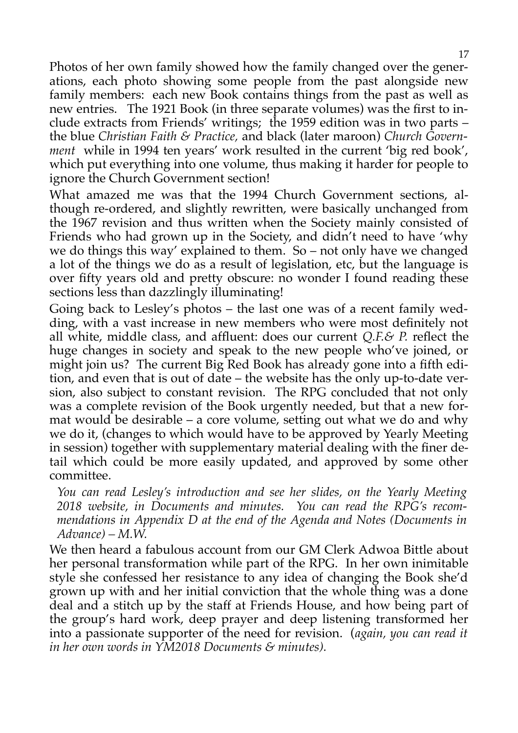Photos of her own family showed how the family changed over the generations, each photo showing some people from the past alongside new family members: each new Book contains things from the past as well as new entries. The 1921 Book (in three separate volumes) was the first to include extracts from Friends' writings; the 1959 edition was in two parts – the blue *Christian Faith & Practice,* and black (later maroon) *Church Government* while in 1994 ten years' work resulted in the current 'big red book', which put everything into one volume, thus making it harder for people to ignore the Church Government section!

What amazed me was that the 1994 Church Government sections, although re-ordered, and slightly rewritten, were basically unchanged from the 1967 revision and thus written when the Society mainly consisted of Friends who had grown up in the Society, and didn't need to have 'why we do things this way' explained to them. So – not only have we changed a lot of the things we do as a result of legislation, etc, but the language is over fifty years old and pretty obscure: no wonder I found reading these sections less than dazzlingly illuminating!

Going back to Lesley's photos – the last one was of a recent family wedding, with a vast increase in new members who were most definitely not all white, middle class, and affluent: does our current *Q.F.& P.* reflect the huge changes in society and speak to the new people who've joined, or might join us? The current Big Red Book has already gone into a fifth edition, and even that is out of date – the website has the only up-to-date version, also subject to constant revision. The RPG concluded that not only was a complete revision of the Book urgently needed, but that a new format would be desirable – a core volume, setting out what we do and why we do it, (changes to which would have to be approved by Yearly Meeting in session) together with supplementary material dealing with the finer detail which could be more easily updated, and approved by some other committee.

*You can read Lesley's introduction and see her slides, on the Yearly Meeting 2018 website, in Documents and minutes. You can read the RPG's recommendations in Appendix D at the end of the Agenda and Notes (Documents in Advance) – M.W.*

We then heard a fabulous account from our GM Clerk Adwoa Bittle about her personal transformation while part of the RPG. In her own inimitable style she confessed her resistance to any idea of changing the Book she'd grown up with and her initial conviction that the whole thing was a done deal and a stitch up by the staff at Friends House, and how being part of the group's hard work, deep prayer and deep listening transformed her into a passionate supporter of the need for revision. (*again, you can read it in her own words in YM2018 Documents & minutes).*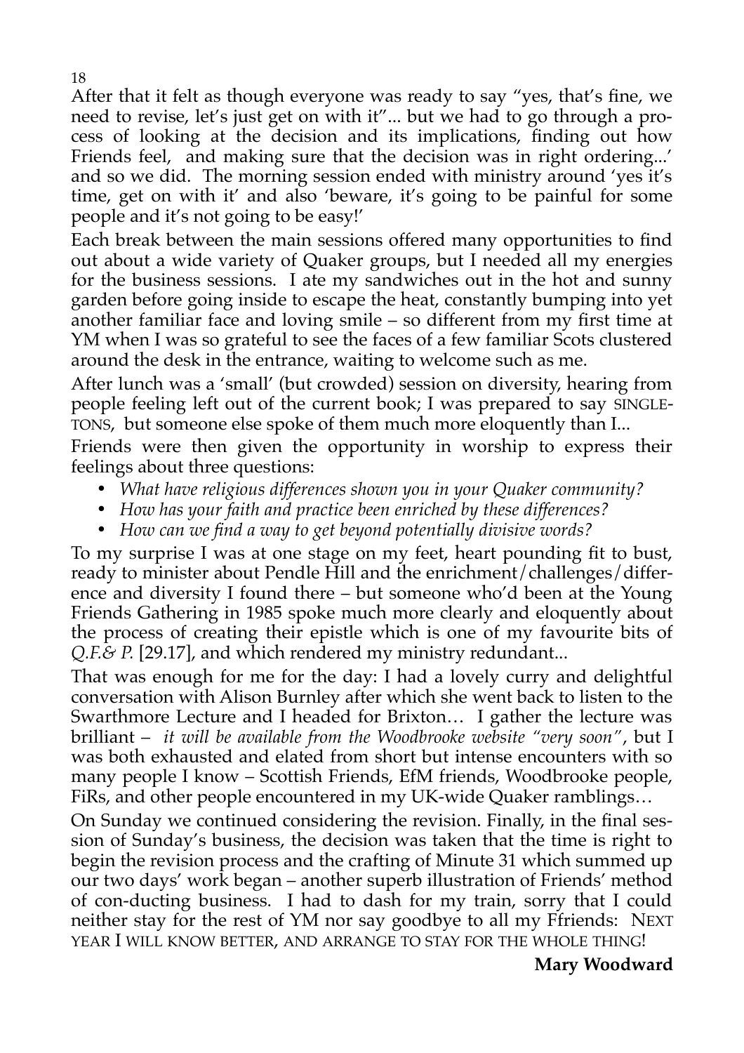After that it felt as though everyone was ready to say "yes, that's fine, we need to revise, let's just get on with it"... but we had to go through a process of looking at the decision and its implications, finding out how Friends feel, and making sure that the decision was in right ordering...' and so we did. The morning session ended with ministry around 'yes it's time, get on with it' and also 'beware, it's going to be painful for some people and it's not going to be easy!'

Each break between the main sessions offered many opportunities to find out about a wide variety of Quaker groups, but I needed all my energies for the business sessions. I ate my sandwiches out in the hot and sunny garden before going inside to escape the heat, constantly bumping into yet another familiar face and loving smile – so different from my first time at YM when I was so grateful to see the faces of a few familiar Scots clustered around the desk in the entrance, waiting to welcome such as me.

After lunch was a 'small' (but crowded) session on diversity, hearing from people feeling left out of the current book; I was prepared to say SINGLETONS, but someone else spoke of them much more eloquently than I...

Friends were then given the opportunity in worship to express their feelings about three questions:

- *What have religious differences shown you in your Quaker community?*
- *How has your faith and practice been enriched by these differences?*
- *How can we find a way to get beyond potentially divisive words?*

To my surprise I was at one stage on my feet, heart pounding fit to bust, ready to minister about Pendle Hill and the enrichment/challenges/difference and diversity I found there – but someone who'd been at the Young Friends Gathering in 1985 spoke much more clearly and eloquently about the process of creating their epistle which is one of my favourite bits of *Q.F.& P.* [29.17], and which rendered my ministry redundant...

That was enough for me for the day: I had a lovely curry and delightful conversation with Alison Burnley after which she went back to listen to the Swarthmore Lecture and I headed for Brixton… I gather the lecture was brilliant – *it will be available from the Woodbrooke website "very soon"*, but I was both exhausted and elated from short but intense encounters with so many people I know – Scottish Friends, EfM friends, Woodbrooke people, FiRs, and other people encountered in my UK-wide Quaker ramblings…

On Sunday we continued considering the revision. Finally, in the final session of Sunday's business, the decision was taken that the time is right to begin the revision process and the crafting of Minute 31 which summed up our two days' work began – another superb illustration of Friends' method of con-ducting business. I had to dash for my train, sorry that I could neither stay for the rest of YM nor say goodbye to all my Ffriends: NEXT YEAR I WILL KNOW BETTER, AND ARRANGE TO STAY FOR THE WHOLE THING!

**Mary Woodward**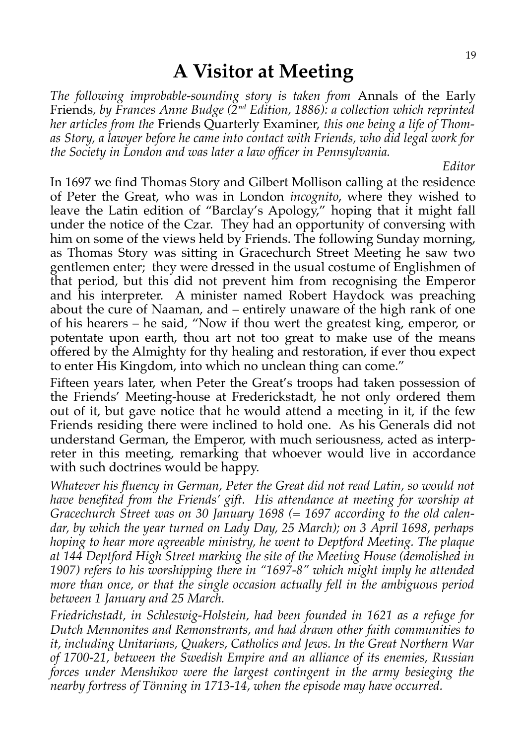# A Visitor at Meeting

*The following improbable-sounding story is taken from* Annals of the Early Friends, *by Frances Anne Budge (2nd Edition, 1886): a collection which reprinted her articles from the* Friends Quarterly Examiner, *this one being a life of Thomas Story, a lawyer before he came into contact with Friends, who did legal work for the Society in London and was later a law officer in Pennsylvania.*

*Editor*

In 1697 we find Thomas Story and Gilbert Mollison calling at the residence of Peter the Great, who was in London *incognito*, where they wished to leave the Latin edition of "Barclay's Apology," hoping that it might fall under the notice of the Czar. They had an opportunity of conversing with him on some of the views held by Friends. The following Sunday morning, as Thomas Story was sitting in Gracechurch Street Meeting he saw two gentlemen enter; they were dressed in the usual costume of Englishmen of that period, but this did not prevent him from recognising the Emperor and his interpreter. A minister named Robert Haydock was preaching about the cure of Naaman, and – entirely unaware of the high rank of one of his hearers – he said, "Now if thou wert the greatest king, emperor, or potentate upon earth, thou art not too great to make use of the means offered by the Almighty for thy healing and restoration, if ever thou expect to enter His Kingdom, into which no unclean thing can come."

Fifteen years later, when Peter the Great's troops had taken possession of the Friends' Meeting-house at Frederickstadt, he not only ordered them out of it, but gave notice that he would attend a meeting in it, if the few Friends residing there were inclined to hold one. As his Generals did not understand German, the Emperor, with much seriousness, acted as interpreter in this meeting, remarking that whoever would live in accordance with such doctrines would be happy.

*Whatever his fluency in German, Peter the Great did not read Latin, so would not have benefited from the Friends' gift. His attendance at meeting for worship at Gracechurch Street was on 30 January 1698 (= 1697 according to the old calendar, by which the year turned on Lady Day, 25 March); on 3 April 1698, perhaps hoping to hear more agreeable ministry, he went to Deptford Meeting. The plaque at 144 Deptford High Street marking the site of the Meeting House (demolished in 1907) refers to his worshipping there in "1697-8" which might imply he attended more than once, or that the single occasion actually fell in the ambiguous period between 1 January and 25 March.*

*Friedrichstadt, in Schleswig-Holstein, had been founded in 1621 as a refuge for Dutch Mennonites and Remonstrants, and had drawn other faith communities to it, including Unitarians, Quakers, Catholics and Jews. In the Great Northern War of 1700-21, between the Swedish Empire and an alliance of its enemies, Russian forces under Menshikov were the largest contingent in the army besieging the nearby fortress of Tönning in 1713-14, when the episode may have occurred.*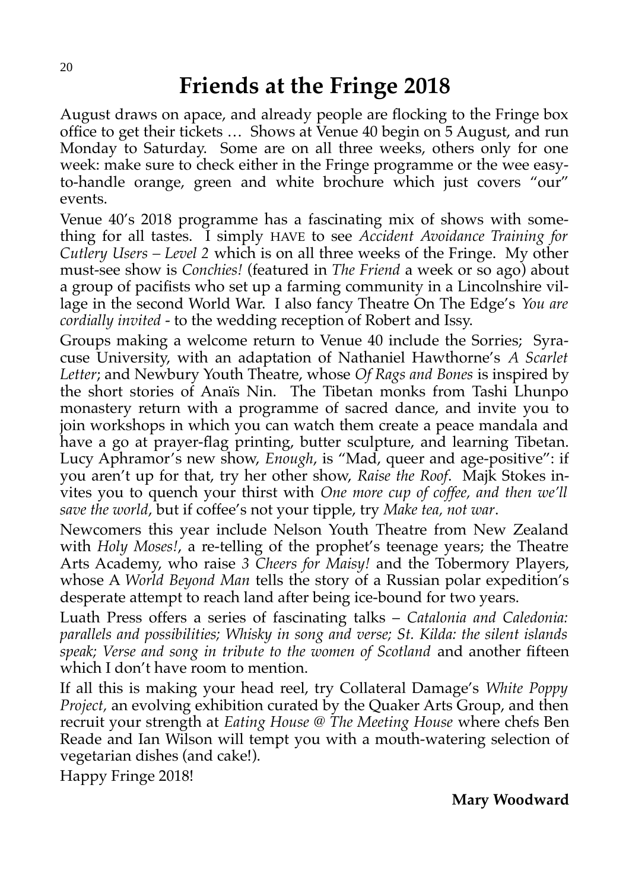# Friends at the Fringe 2018

August draws on apace, and already people are flocking to the Fringe box office to get their tickets … Shows at Venue 40 begin on 5 August, and run Monday to Saturday. Some are on all three weeks, others only for one week: make sure to check either in the Fringe programme or the wee easy-to-handle orange, green and white brochure which just covers "our" events.

Venue 40's 2018 programme has a fascinating mix of shows with something for all tastes. I simply HAVE to see *Accident Avoidance Training for Cutlery Users – Level 2* which is on all three weeks of the Fringe. My other must-see show is *Conchies!* (featured in *The Friend* a week or so ago) about a group of pacifists who set up a farming community in a Lincolnshire village in the second World War. I also fancy Theatre On The Edge's *You are cordially invited* - to the wedding reception of Robert and Issy.

Groups making a welcome return to Venue 40 include the Sorries; Syracuse University, with an adaptation of Nathaniel Hawthorne's *A Scarlet Letter*; and Newbury Youth Theatre, whose *Of Rags and Bones* is inspired by the short stories of Anaïs Nin. The Tibetan monks from Tashi Lhunpo monastery return with a programme of sacred dance, and invite you to join workshops in which you can watch them create a peace mandala and have a go at prayer-flag printing, butter sculpture, and learning Tibetan. Lucy Aphramor's new show, *Enough*, is "Mad, queer and age-positive": if you aren't up for that, try her other show, *Raise the Roof*. Majk Stokes invites you to quench your thirst with *One more cup of coffee, and then we'll save the world*, but if coffee's not your tipple, try *Make tea, not war*.

Newcomers this year include Nelson Youth Theatre from New Zealand with *Holy Moses!*, a re-telling of the prophet's teenage years; the Theatre Arts Academy, who raise *3 Cheers for Maisy!* and the Tobermory Players, whose A *World Beyond Man* tells the story of a Russian polar expedition's desperate attempt to reach land after being ice-bound for two years.

Luath Press offers a series of fascinating talks – *Catalonia and Caledonia: parallels and possibilities; Whisky in song and verse; St. Kilda: the silent islands speak; Verse and song in tribute to the women of Scotland* and another fifteen which I don't have room to mention.

If all this is making your head reel, try Collateral Damage's *White Poppy Project,* an evolving exhibition curated by the Quaker Arts Group, and then recruit your strength at *Eating House @ The Meeting House* where chefs Ben Reade and Ian Wilson will tempt you with a mouth-watering selection of vegetarian dishes (and cake!).

Happy Fringe 2018!

**Mary Woodward**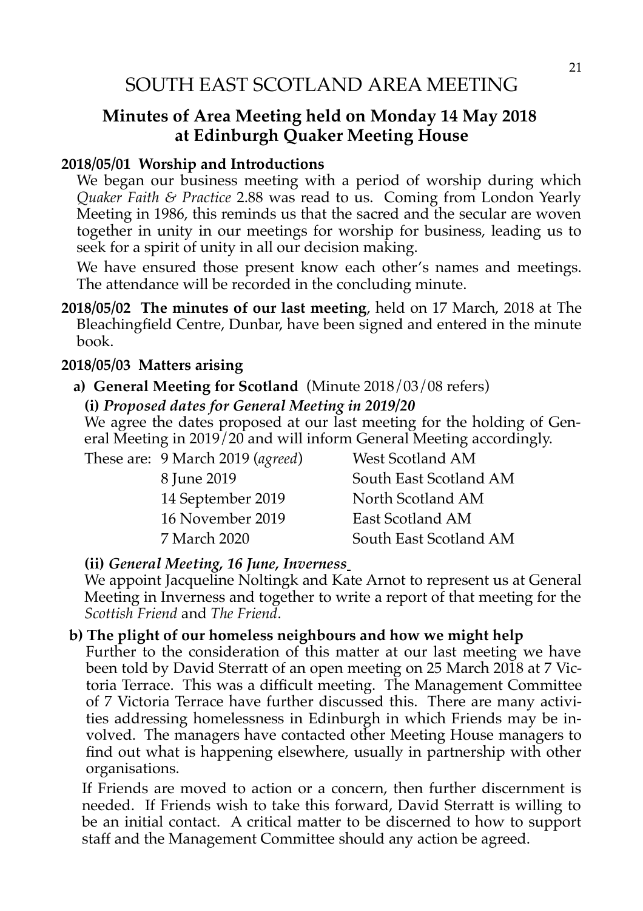# SOUTH EAST SCOTLAND AREA MEETING

## Minutes of Area Meeting held on Monday 14 May 2018 at Edinburgh Quaker Meeting House

**2018/05/01 Worship and Introductions**

We began our business meeting with a period of worship during which *Quaker Faith & Practice* 2.88 was read to us. Coming from London Yearly Meeting in 1986, this reminds us that the sacred and the secular are woven together in unity in our meetings for worship for business, leading us to seek for a spirit of unity in all our decision making.

We have ensured those present know each other's names and meetings. The attendance will be recorded in the concluding minute.

**2018/05/02 The minutes of our last meeting**, held on 17 March, 2018 at The Bleachingfield Centre, Dunbar, have been signed and entered in the minute book.

**2018/05/03 Matters arising**

**a) General Meeting for Scotland** (Minute 2018/03/08 refers)

**(i)** ***Proposed dates for General Meeting in 2019/20***

We agree the dates proposed at our last meeting for the holding of General Meeting in 2019/20 and will inform General Meeting accordingly.

| These are: | 9 March 2019 (*agreed*) | West Scotland AM |
|---|---|---|
| | 8 June 2019 | South East Scotland AM |
| | 14 September 2019 | North Scotland AM |
| | 16 November 2019 | East Scotland AM |
| | 7 March 2020 | South East Scotland AM |

**(ii)** ***General Meeting, 16 June, Inverness***

We appoint Jacqueline Noltingk and Kate Arnot to represent us at General Meeting in Inverness and together to write a report of that meeting for the *Scottish Friend* and *The Friend*.

**b) The plight of our homeless neighbours and how we might help**

Further to the consideration of this matter at our last meeting we have been told by David Sterratt of an open meeting on 25 March 2018 at 7 Victoria Terrace. This was a difficult meeting. The Management Committee of 7 Victoria Terrace have further discussed this. There are many activities addressing homelessness in Edinburgh in which Friends may be involved. The managers have contacted other Meeting House managers to find out what is happening elsewhere, usually in partnership with other organisations.

If Friends are moved to action or a concern, then further discernment is needed. If Friends wish to take this forward, David Sterratt is willing to be an initial contact. A critical matter to be discerned to how to support staff and the Management Committee should any action be agreed.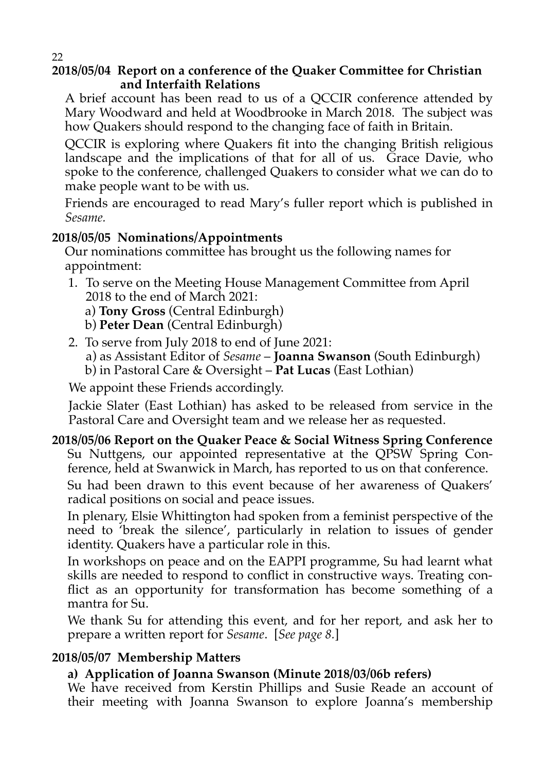### 2018/05/04 Report on a conference of the Quaker Committee for Christian and Interfaith Relations

A brief account has been read to us of a QCCIR conference attended by Mary Woodward and held at Woodbrooke in March 2018. The subject was how Quakers should respond to the changing face of faith in Britain.

QCCIR is exploring where Quakers fit into the changing British religious landscape and the implications of that for all of us. Grace Davie, who spoke to the conference, challenged Quakers to consider what we can do to make people want to be with us.

Friends are encouraged to read Mary's fuller report which is published in *Sesame.*

### 2018/05/05 Nominations/Appointments

Our nominations committee has brought us the following names for appointment:

1. To serve on the Meeting House Management Committee from April 2018 to the end of March 2021:
   a) **Tony Gross** (Central Edinburgh)
   b) **Peter Dean** (Central Edinburgh)
2. To serve from July 2018 to end of June 2021:
   a) as Assistant Editor of *Sesame* – **Joanna Swanson** (South Edinburgh)
   b) in Pastoral Care & Oversight – **Pat Lucas** (East Lothian)

We appoint these Friends accordingly.

Jackie Slater (East Lothian) has asked to be released from service in the Pastoral Care and Oversight team and we release her as requested.

### 2018/05/06 Report on the Quaker Peace & Social Witness Spring Conference

Su Nuttgens, our appointed representative at the QPSW Spring Conference, held at Swanwick in March, has reported to us on that conference.

Su had been drawn to this event because of her awareness of Quakers' radical positions on social and peace issues.

In plenary, Elsie Whittington had spoken from a feminist perspective of the need to 'break the silence', particularly in relation to issues of gender identity. Quakers have a particular role in this.

In workshops on peace and on the EAPPI programme, Su had learnt what skills are needed to respond to conflict in constructive ways. Treating conflict as an opportunity for transformation has become something of a mantra for Su.

We thank Su for attending this event, and for her report, and ask her to prepare a written report for *Sesame*. [*See page 8.*]

### 2018/05/07 Membership Matters

**a) Application of Joanna Swanson (Minute 2018/03/06b refers)**

We have received from Kerstin Phillips and Susie Reade an account of their meeting with Joanna Swanson to explore Joanna's membership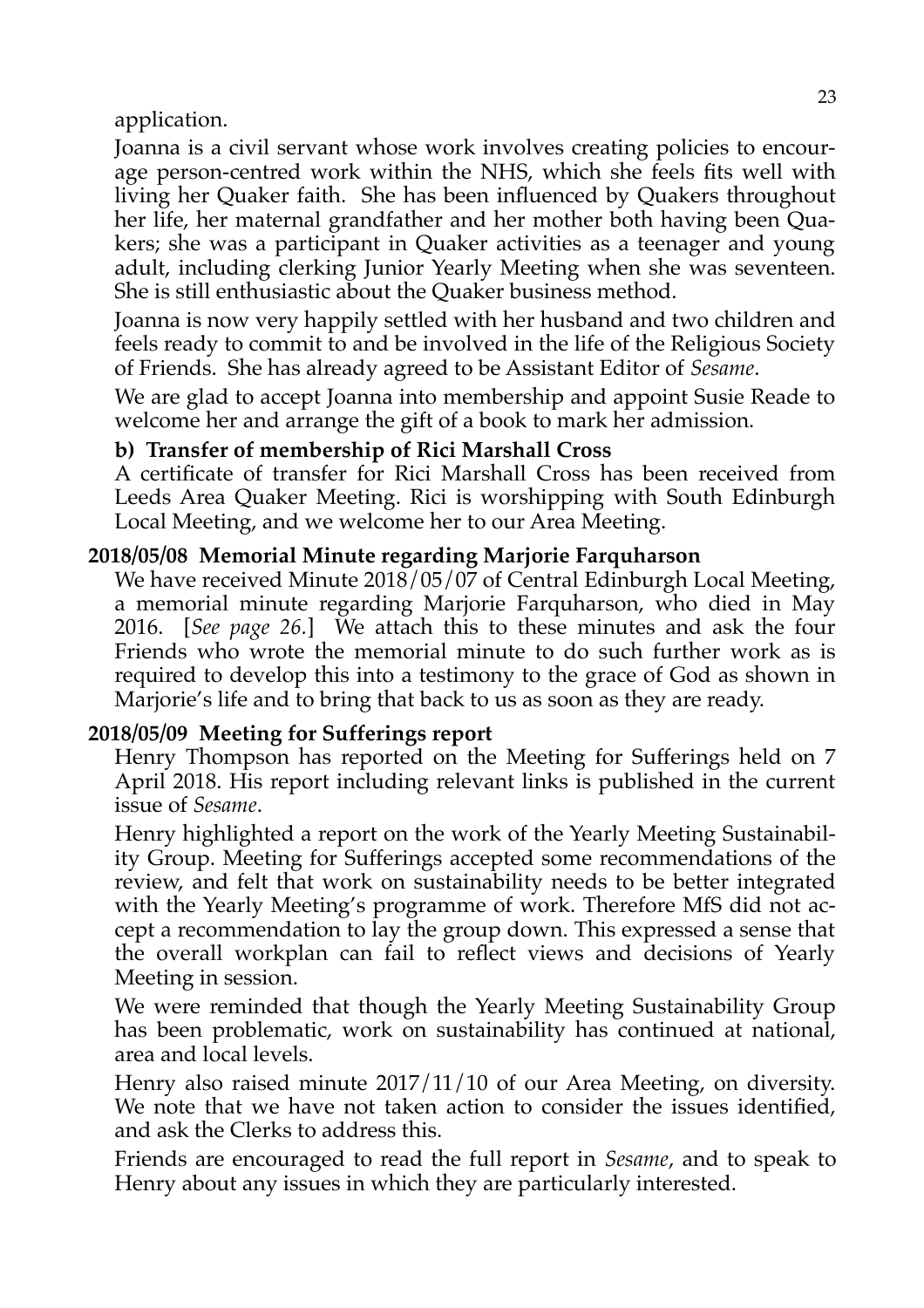application.

Joanna is a civil servant whose work involves creating policies to encourage person-centred work within the NHS, which she feels fits well with living her Quaker faith. She has been influenced by Quakers throughout her life, her maternal grandfather and her mother both having been Quakers; she was a participant in Quaker activities as a teenager and young adult, including clerking Junior Yearly Meeting when she was seventeen. She is still enthusiastic about the Quaker business method.

Joanna is now very happily settled with her husband and two children and feels ready to commit to and be involved in the life of the Religious Society of Friends. She has already agreed to be Assistant Editor of *Sesame*.

We are glad to accept Joanna into membership and appoint Susie Reade to welcome her and arrange the gift of a book to mark her admission.

**b) Transfer of membership of Rici Marshall Cross**

A certificate of transfer for Rici Marshall Cross has been received from Leeds Area Quaker Meeting. Rici is worshipping with South Edinburgh Local Meeting, and we welcome her to our Area Meeting.

**2018/05/08 Memorial Minute regarding Marjorie Farquharson**

We have received Minute 2018/05/07 of Central Edinburgh Local Meeting, a memorial minute regarding Marjorie Farquharson, who died in May 2016. [*See page 26.*] We attach this to these minutes and ask the four Friends who wrote the memorial minute to do such further work as is required to develop this into a testimony to the grace of God as shown in Marjorie's life and to bring that back to us as soon as they are ready.

**2018/05/09 Meeting for Sufferings report**

Henry Thompson has reported on the Meeting for Sufferings held on 7 April 2018. His report including relevant links is published in the current issue of *Sesame*.

Henry highlighted a report on the work of the Yearly Meeting Sustainability Group. Meeting for Sufferings accepted some recommendations of the review, and felt that work on sustainability needs to be better integrated with the Yearly Meeting's programme of work. Therefore MfS did not accept a recommendation to lay the group down. This expressed a sense that the overall workplan can fail to reflect views and decisions of Yearly Meeting in session.

We were reminded that though the Yearly Meeting Sustainability Group has been problematic, work on sustainability has continued at national, area and local levels.

Henry also raised minute 2017/11/10 of our Area Meeting, on diversity. We note that we have not taken action to consider the issues identified, and ask the Clerks to address this.

Friends are encouraged to read the full report in *Sesame*, and to speak to Henry about any issues in which they are particularly interested.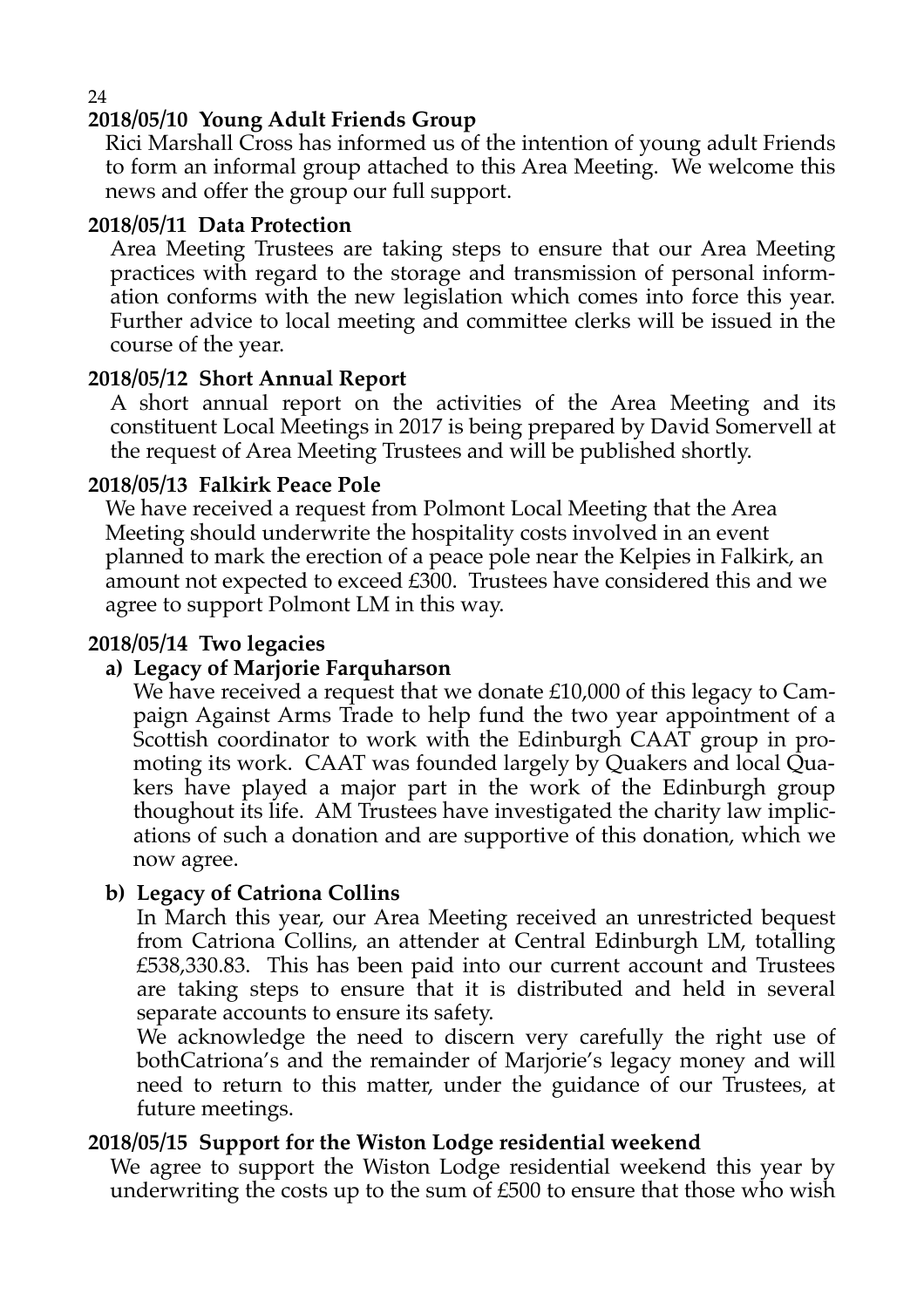**2018/05/10 Young Adult Friends Group**

Rici Marshall Cross has informed us of the intention of young adult Friends to form an informal group attached to this Area Meeting. We welcome this news and offer the group our full support.

**2018/05/11 Data Protection**

Area Meeting Trustees are taking steps to ensure that our Area Meeting practices with regard to the storage and transmission of personal information conforms with the new legislation which comes into force this year. Further advice to local meeting and committee clerks will be issued in the course of the year.

**2018/05/12 Short Annual Report**

A short annual report on the activities of the Area Meeting and its constituent Local Meetings in 2017 is being prepared by David Somervell at the request of Area Meeting Trustees and will be published shortly.

**2018/05/13 Falkirk Peace Pole**

We have received a request from Polmont Local Meeting that the Area Meeting should underwrite the hospitality costs involved in an event planned to mark the erection of a peace pole near the Kelpies in Falkirk, an amount not expected to exceed £300. Trustees have considered this and we agree to support Polmont LM in this way.

**2018/05/14 Two legacies**

**a) Legacy of Marjorie Farquharson**

We have received a request that we donate £10,000 of this legacy to Campaign Against Arms Trade to help fund the two year appointment of a Scottish coordinator to work with the Edinburgh CAAT group in promoting its work. CAAT was founded largely by Quakers and local Quakers have played a major part in the work of the Edinburgh group thoughout its life. AM Trustees have investigated the charity law implications of such a donation and are supportive of this donation, which we now agree.

**b) Legacy of Catriona Collins**

In March this year, our Area Meeting received an unrestricted bequest from Catriona Collins, an attender at Central Edinburgh LM, totalling £538,330.83. This has been paid into our current account and Trustees are taking steps to ensure that it is distributed and held in several separate accounts to ensure its safety.

We acknowledge the need to discern very carefully the right use of bothCatriona's and the remainder of Marjorie's legacy money and will need to return to this matter, under the guidance of our Trustees, at future meetings.

**2018/05/15 Support for the Wiston Lodge residential weekend**

We agree to support the Wiston Lodge residential weekend this year by underwriting the costs up to the sum of £500 to ensure that those who wish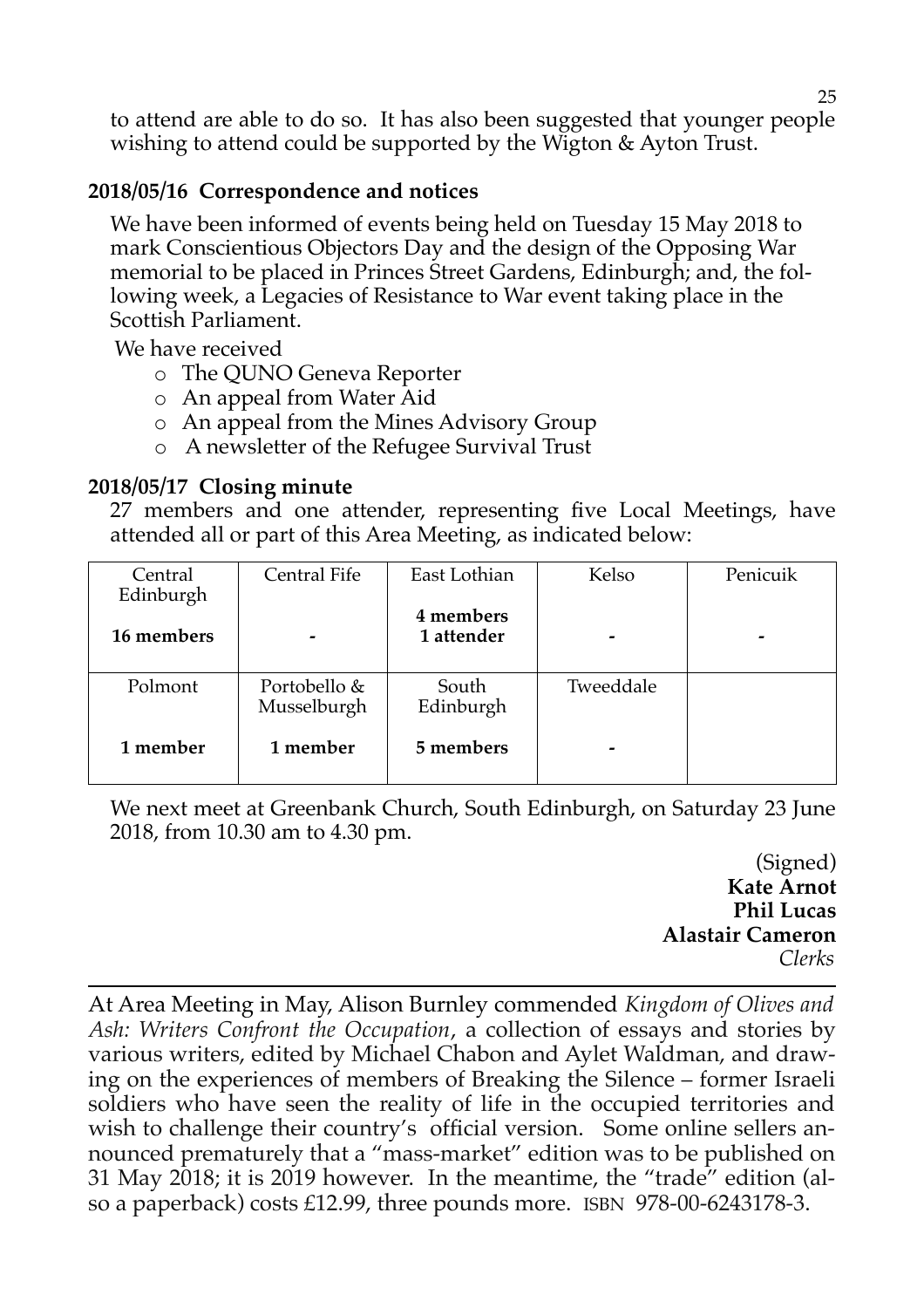to attend are able to do so. It has also been suggested that younger people wishing to attend could be supported by the Wigton & Ayton Trust.

**2018/05/16 Correspondence and notices**

We have been informed of events being held on Tuesday 15 May 2018 to mark Conscientious Objectors Day and the design of the Opposing War memorial to be placed in Princes Street Gardens, Edinburgh; and, the following week, a Legacies of Resistance to War event taking place in the Scottish Parliament.

We have received

- The QUNO Geneva Reporter
- An appeal from Water Aid
- An appeal from the Mines Advisory Group
- A newsletter of the Refugee Survival Trust

**2018/05/17 Closing minute**

27 members and one attender, representing five Local Meetings, have attended all or part of this Area Meeting, as indicated below:

| Central Edinburgh | Central Fife | East Lothian | Kelso | Penicuik |
|---|---|---|---|---|
| **16 members** | - | **4 members 1 attender** | - | - |
| Polmont | Portobello & Musselburgh | South Edinburgh | Tweeddale | |
| **1 member** | **1 member** | **5 members** | - | |

We next meet at Greenbank Church, South Edinburgh, on Saturday 23 June 2018, from 10.30 am to 4.30 pm.

(Signed)
**Kate Arnot**
**Phil Lucas**
**Alastair Cameron**
*Clerks*

---

At Area Meeting in May, Alison Burnley commended *Kingdom of Olives and Ash: Writers Confront the Occupation*, a collection of essays and stories by various writers, edited by Michael Chabon and Aylet Waldman, and drawing on the experiences of members of Breaking the Silence – former Israeli soldiers who have seen the reality of life in the occupied territories and wish to challenge their country's official version. Some online sellers announced prematurely that a "mass-market" edition was to be published on 31 May 2018; it is 2019 however. In the meantime, the "trade" edition (also a paperback) costs £12.99, three pounds more. ISBN 978-00-6243178-3.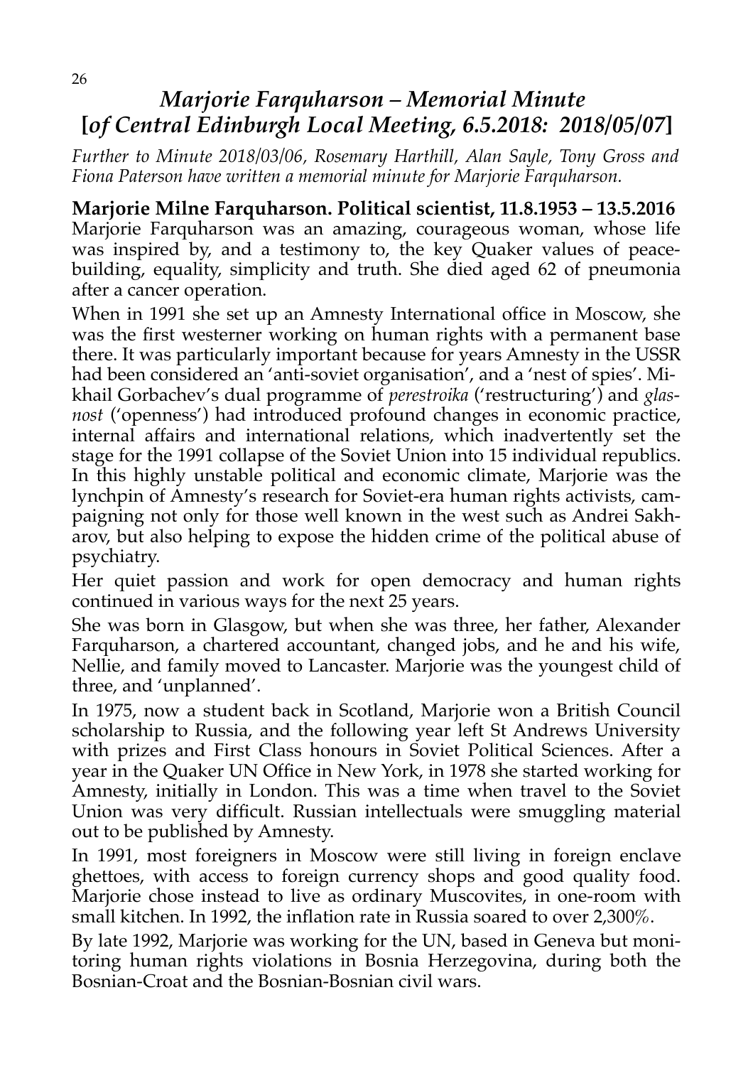## *Marjorie Farquharson – Memorial Minute* [*of Central Edinburgh Local Meeting, 6.5.2018: 2018/05/07*]

*Further to Minute 2018/03/06, Rosemary Harthill, Alan Sayle, Tony Gross and Fiona Paterson have written a memorial minute for Marjorie Farquharson.*

**Marjorie Milne Farquharson. Political scientist, 11.8.1953 – 13.5.2016**

Marjorie Farquharson was an amazing, courageous woman, whose life was inspired by, and a testimony to, the key Quaker values of peace-building, equality, simplicity and truth. She died aged 62 of pneumonia after a cancer operation.

When in 1991 she set up an Amnesty International office in Moscow, she was the first westerner working on human rights with a permanent base there. It was particularly important because for years Amnesty in the USSR had been considered an 'anti-soviet organisation', and a 'nest of spies'. Mikhail Gorbachev's dual programme of *perestroika* ('restructuring') and *glasnost* ('openness') had introduced profound changes in economic practice, internal affairs and international relations, which inadvertently set the stage for the 1991 collapse of the Soviet Union into 15 individual republics. In this highly unstable political and economic climate, Marjorie was the lynchpin of Amnesty's research for Soviet-era human rights activists, campaigning not only for those well known in the west such as Andrei Sakharov, but also helping to expose the hidden crime of the political abuse of psychiatry.

Her quiet passion and work for open democracy and human rights continued in various ways for the next 25 years.

She was born in Glasgow, but when she was three, her father, Alexander Farquharson, a chartered accountant, changed jobs, and he and his wife, Nellie, and family moved to Lancaster. Marjorie was the youngest child of three, and 'unplanned'.

In 1975, now a student back in Scotland, Marjorie won a British Council scholarship to Russia, and the following year left St Andrews University with prizes and First Class honours in Soviet Political Sciences. After a year in the Quaker UN Office in New York, in 1978 she started working for Amnesty, initially in London. This was a time when travel to the Soviet Union was very difficult. Russian intellectuals were smuggling material out to be published by Amnesty.

In 1991, most foreigners in Moscow were still living in foreign enclave ghettoes, with access to foreign currency shops and good quality food. Marjorie chose instead to live as ordinary Muscovites, in one-room with small kitchen. In 1992, the inflation rate in Russia soared to over 2,300%.

By late 1992, Marjorie was working for the UN, based in Geneva but monitoring human rights violations in Bosnia Herzegovina, during both the Bosnian-Croat and the Bosnian-Bosnian civil wars.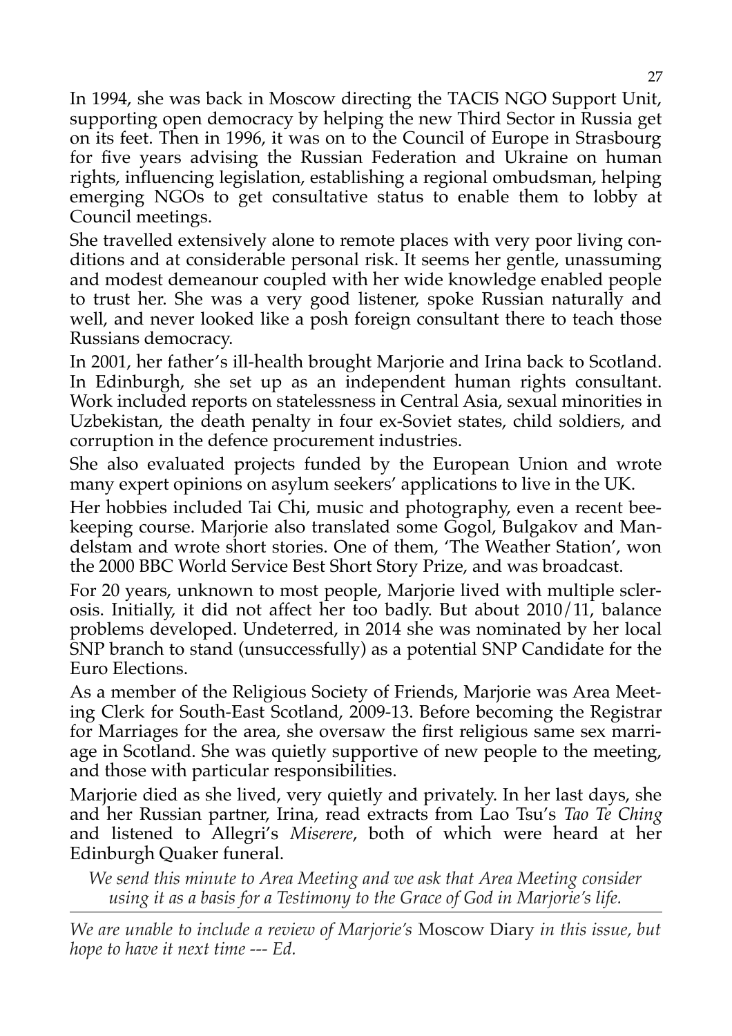In 1994, she was back in Moscow directing the TACIS NGO Support Unit, supporting open democracy by helping the new Third Sector in Russia get on its feet. Then in 1996, it was on to the Council of Europe in Strasbourg for five years advising the Russian Federation and Ukraine on human rights, influencing legislation, establishing a regional ombudsman, helping emerging NGOs to get consultative status to enable them to lobby at Council meetings.

She travelled extensively alone to remote places with very poor living conditions and at considerable personal risk. It seems her gentle, unassuming and modest demeanour coupled with her wide knowledge enabled people to trust her. She was a very good listener, spoke Russian naturally and well, and never looked like a posh foreign consultant there to teach those Russians democracy.

In 2001, her father's ill-health brought Marjorie and Irina back to Scotland. In Edinburgh, she set up as an independent human rights consultant. Work included reports on statelessness in Central Asia, sexual minorities in Uzbekistan, the death penalty in four ex-Soviet states, child soldiers, and corruption in the defence procurement industries.

She also evaluated projects funded by the European Union and wrote many expert opinions on asylum seekers' applications to live in the UK.

Her hobbies included Tai Chi, music and photography, even a recent bee-keeping course. Marjorie also translated some Gogol, Bulgakov and Mandelstam and wrote short stories. One of them, 'The Weather Station', won the 2000 BBC World Service Best Short Story Prize, and was broadcast.

For 20 years, unknown to most people, Marjorie lived with multiple sclerosis. Initially, it did not affect her too badly. But about 2010/11, balance problems developed. Undeterred, in 2014 she was nominated by her local SNP branch to stand (unsuccessfully) as a potential SNP Candidate for the Euro Elections.

As a member of the Religious Society of Friends, Marjorie was Area Meeting Clerk for South-East Scotland, 2009-13. Before becoming the Registrar for Marriages for the area, she oversaw the first religious same sex marriage in Scotland. She was quietly supportive of new people to the meeting, and those with particular responsibilities.

Marjorie died as she lived, very quietly and privately. In her last days, she and her Russian partner, Irina, read extracts from Lao Tsu's *Tao Te Ching* and listened to Allegri's *Miserere*, both of which were heard at her Edinburgh Quaker funeral.

*We send this minute to Area Meeting and we ask that Area Meeting consider using it as a basis for a Testimony to the Grace of God in Marjorie's life.*

---

*We are unable to include a review of Marjorie's* Moscow Diary *in this issue, but hope to have it next time --- Ed.*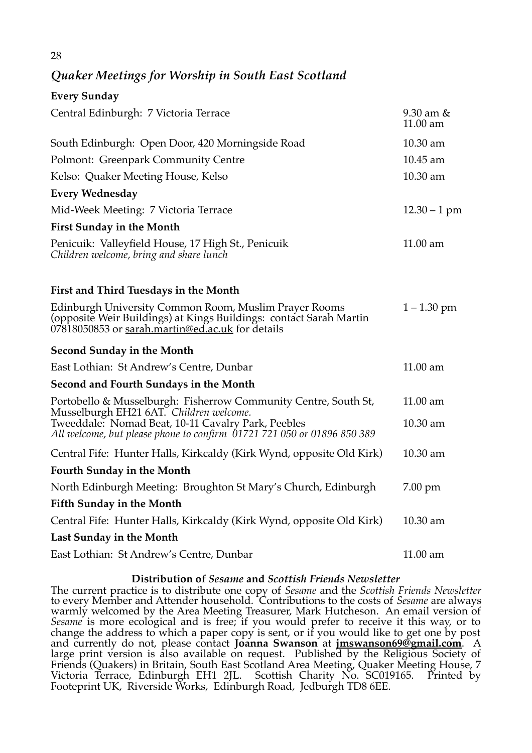## *Quaker Meetings for Worship in South East Scotland*

| | |
|---|---|
| **Every Sunday** | |
| Central Edinburgh: 7 Victoria Terrace | 9.30 am & 11.00 am |
| South Edinburgh: Open Door, 420 Morningside Road | 10.30 am |
| Polmont: Greenpark Community Centre | 10.45 am |
| Kelso: Quaker Meeting House, Kelso | 10.30 am |
| **Every Wednesday** | |
| Mid-Week Meeting: 7 Victoria Terrace | 12.30 – 1 pm |
| **First Sunday in the Month** | |
| Penicuik: Valleyfield House, 17 High St., Penicuik *Children welcome, bring and share lunch* | 11.00 am |
| **First and Third Tuesdays in the Month** | |
| Edinburgh University Common Room, Muslim Prayer Rooms (opposite Weir Buildings) at Kings Buildings: contact Sarah Martin 07818050853 or sarah.martin@ed.ac.uk for details | 1 – 1.30 pm |
| **Second Sunday in the Month** | |
| East Lothian: St Andrew's Centre, Dunbar | 11.00 am |
| **Second and Fourth Sundays in the Month** | |
| Portobello & Musselburgh: Fisherrow Community Centre, South St, Musselburgh EH21 6AT. *Children welcome.* | 11.00 am |
| Tweeddale: Nomad Beat, 10-11 Cavalry Park, Peebles *All welcome, but please phone to confirm 01721 721 050 or 01896 850 389* | 10.30 am |
| Central Fife: Hunter Halls, Kirkcaldy (Kirk Wynd, opposite Old Kirk) | 10.30 am |
| **Fourth Sunday in the Month** | |
| North Edinburgh Meeting: Broughton St Mary's Church, Edinburgh | 7.00 pm |
| **Fifth Sunday in the Month** | |
| Central Fife: Hunter Halls, Kirkcaldy (Kirk Wynd, opposite Old Kirk) | 10.30 am |
| **Last Sunday in the Month** | |
| East Lothian: St Andrew's Centre, Dunbar | 11.00 am |

### Distribution of *Sesame* and *Scottish Friends Newsletter*

The current practice is to distribute one copy of *Sesame* and the *Scottish Friends Newsletter* to every Member and Attender household. Contributions to the costs of *Sesame* are always warmly welcomed by the Area Meeting Treasurer, Mark Hutcheson. An email version of *Sesame* is more ecological and is free; if you would prefer to receive it this way, or to change the address to which a paper copy is sent, or if you would like to get one by post and currently do not, please contact **Joanna Swanson** at **jmswanson69@gmail.com**. A large print version is also available on request. Published by the Religious Society of Friends (Quakers) in Britain, South East Scotland Area Meeting, Quaker Meeting House, 7 Victoria Terrace, Edinburgh EH1 2JL. Scottish Charity No. SC019165. Printed by Footeprint UK, Riverside Works, Edinburgh Road, Jedburgh TD8 6EE.